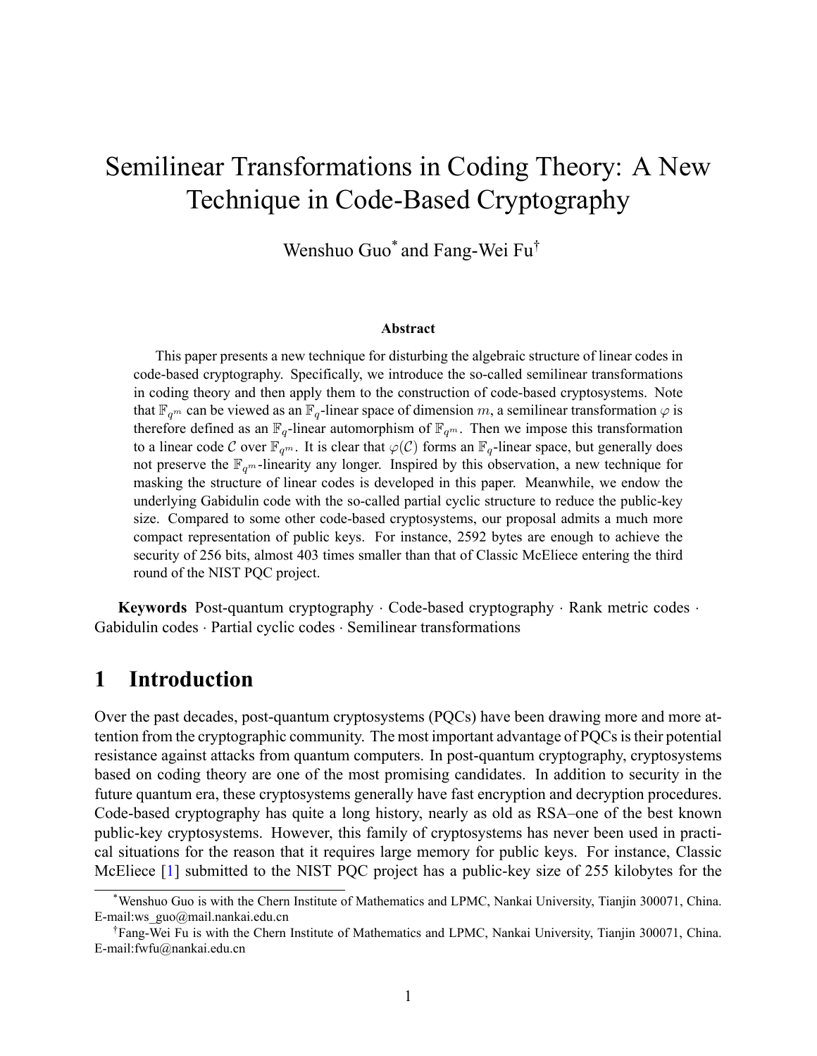# Semilinear Transformations in Coding Theory: A New Technique in Code-Based Cryptography

Wenshuo Guo[*] and Fang-Wei Fu[†]

### Abstract

This paper presents a new technique for disturbing the algebraic structure of linear codes in code-based cryptography. Specifically, we introduce the so-called semilinear transformations in coding theory and then apply them to the construction of code-based cryptosystems. Note that $\mathbb{F}_{q^m}$ can be viewed as an $\mathbb{F}_q$-linear space of dimension $m$, a semilinear transformation $\varphi$ is therefore defined as an $\mathbb{F}_q$-linear automorphism of $\mathbb{F}_{q^m}$. Then we impose this transformation to a linear code $\mathcal{C}$ over $\mathbb{F}_{q^m}$. It is clear that $\varphi(\mathcal{C})$ forms an $\mathbb{F}_q$-linear space, but generally does not preserve the $\mathbb{F}_{q^m}$-linearity any longer. Inspired by this observation, a new technique for masking the structure of linear codes is developed in this paper. Meanwhile, we endow the underlying Gabidulin code with the so-called partial cyclic structure to reduce the public-key size. Compared to some other code-based cryptosystems, our proposal admits a much more compact representation of public keys. For instance, 2592 bytes are enough to achieve the security of 256 bits, almost 403 times smaller than that of Classic McEliece entering the third round of the NIST PQC project.

**Keywords** Post-quantum cryptography · Code-based cryptography · Rank metric codes · Gabidulin codes · Partial cyclic codes · Semilinear transformations

## 1 Introduction

Over the past decades, post-quantum cryptosystems (PQCs) have been drawing more and more attention from the cryptographic community. The most important advantage of PQCs is their potential resistance against attacks from quantum computers. In post-quantum cryptography, cryptosystems based on coding theory are one of the most promising candidates. In addition to security in the future quantum era, these cryptosystems generally have fast encryption and decryption procedures. Code-based cryptography has quite a long history, nearly as old as RSA–one of the best known public-key cryptosystems. However, this family of cryptosystems has never been used in practical situations for the reason that it requires large memory for public keys. For instance, Classic McEliece [1] submitted to the NIST PQC project has a public-key size of 255 kilobytes for the

[*] Wenshuo Guo is with the Chern Institute of Mathematics and LPMC, Nankai University, Tianjin 300071, China. E-mail:ws_guo@mail.nankai.edu.cn

[†] Fang-Wei Fu is with the Chern Institute of Mathematics and LPMC, Nankai University, Tianjin 300071, China. E-mail:fwfu@nankai.edu.cn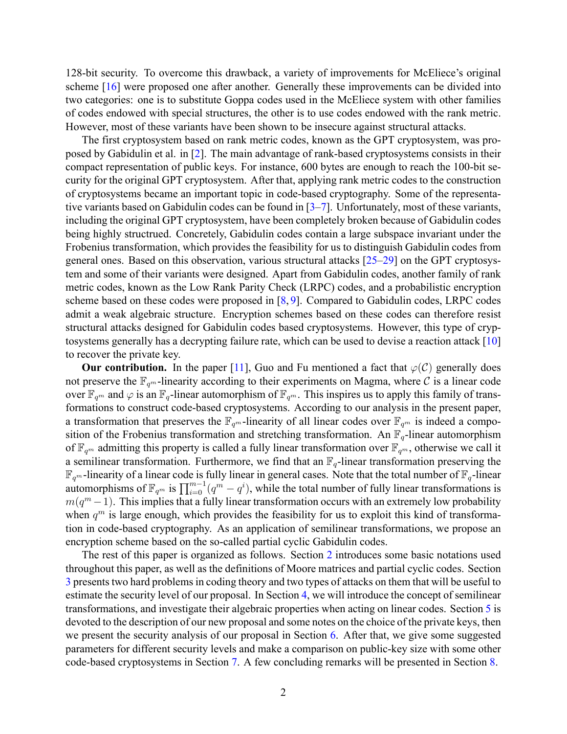128-bit security. To overcome this drawback, a variety of improvements for McEliece's original scheme [16] were proposed one after another. Generally these improvements can be divided into two categories: one is to substitute Goppa codes used in the McEliece system with other families of codes endowed with special structures, the other is to use codes endowed with the rank metric. However, most of these variants have been shown to be insecure against structural attacks.

The first cryptosystem based on rank metric codes, known as the GPT cryptosystem, was proposed by Gabidulin et al. in [2]. The main advantage of rank-based cryptosystems consists in their compact representation of public keys. For instance, 600 bytes are enough to reach the 100-bit security for the original GPT cryptosystem. After that, applying rank metric codes to the construction of cryptosystems became an important topic in code-based cryptography. Some of the representative variants based on Gabidulin codes can be found in [3–7]. Unfortunately, most of these variants, including the original GPT cryptosystem, have been completely broken because of Gabidulin codes being highly structrued. Concretely, Gabidulin codes contain a large subspace invariant under the Frobenius transformation, which provides the feasibility for us to distinguish Gabidulin codes from general ones. Based on this observation, various structural attacks [25–29] on the GPT cryptosystem and some of their variants were designed. Apart from Gabidulin codes, another family of rank metric codes, known as the Low Rank Parity Check (LRPC) codes, and a probabilistic encryption scheme based on these codes were proposed in [8, 9]. Compared to Gabidulin codes, LRPC codes admit a weak algebraic structure. Encryption schemes based on these codes can therefore resist structural attacks designed for Gabidulin codes based cryptosystems. However, this type of cryptosystems generally has a decrypting failure rate, which can be used to devise a reaction attack [10] to recover the private key.

**Our contribution.** In the paper [11], Guo and Fu mentioned a fact that $\varphi(\mathcal{C})$ generally does not preserve the $\mathbb{F}_{q^m}$-linearity according to their experiments on Magma, where $\mathcal{C}$ is a linear code over $\mathbb{F}_{q^m}$ and $\varphi$ is an $\mathbb{F}_q$-linear automorphism of $\mathbb{F}_{q^m}$. This inspires us to apply this family of transformations to construct code-based cryptosystems. According to our analysis in the present paper, a transformation that preserves the $\mathbb{F}_{q^m}$-linearity of all linear codes over $\mathbb{F}_{q^m}$ is indeed a composition of the Frobenius transformation and stretching transformation. An $\mathbb{F}_q$-linear automorphism of $\mathbb{F}_{q^m}$ admitting this property is called a fully linear transformation over $\mathbb{F}_{q^m}$, otherwise we call it a semilinear transformation. Furthermore, we find that an $\mathbb{F}_q$-linear transformation preserving the $\mathbb{F}_{q^m}$-linearity of a linear code is fully linear in general cases. Note that the total number of $\mathbb{F}_q$-linear automorphisms of $\mathbb{F}_{q^m}$ is $\prod_{i=0}^{m-1}(q^m - q^i)$, while the total number of fully linear transformations is $m(q^m - 1)$. This implies that a fully linear transformation occurs with an extremely low probability when $q^m$ is large enough, which provides the feasibility for us to exploit this kind of transformation in code-based cryptography. As an application of semilinear transformations, we propose an encryption scheme based on the so-called partial cyclic Gabidulin codes.

The rest of this paper is organized as follows. Section 2 introduces some basic notations used throughout this paper, as well as the definitions of Moore matrices and partial cyclic codes. Section 3 presents two hard problems in coding theory and two types of attacks on them that will be useful to estimate the security level of our proposal. In Section 4, we will introduce the concept of semilinear transformations, and investigate their algebraic properties when acting on linear codes. Section 5 is devoted to the description of our new proposal and some notes on the choice of the private keys, then we present the security analysis of our proposal in Section 6. After that, we give some suggested parameters for different security levels and make a comparison on public-key size with some other code-based cryptosystems in Section 7. A few concluding remarks will be presented in Section 8.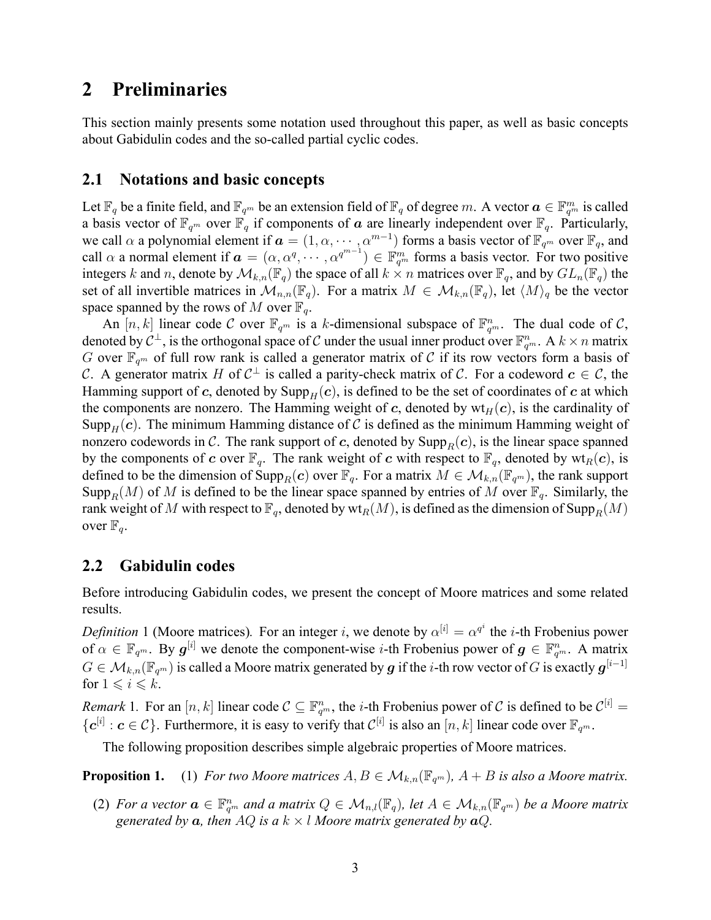## 2 Preliminaries

This section mainly presents some notation used throughout this paper, as well as basic concepts about Gabidulin codes and the so-called partial cyclic codes.

### 2.1 Notations and basic concepts

Let $\mathbb{F}_q$ be a finite field, and $\mathbb{F}_{q^m}$ be an extension field of $\mathbb{F}_q$ of degree $m$. A vector $\boldsymbol{a} \in \mathbb{F}_{q^m}^m$ is called a basis vector of $\mathbb{F}_{q^m}$ over $\mathbb{F}_q$ if components of $\boldsymbol{a}$ are linearly independent over $\mathbb{F}_q$. Particularly, we call $\alpha$ a polynomial element if $\boldsymbol{a} = (1, \alpha, \cdots, \alpha^{m-1})$ forms a basis vector of $\mathbb{F}_{q^m}$ over $\mathbb{F}_q$, and call $\alpha$ a normal element if $\boldsymbol{a} = (\alpha, \alpha^q, \cdots, \alpha^{q^{m-1}}) \in \mathbb{F}_{q^m}^m$ forms a basis vector. For two positive integers $k$ and $n$, denote by $\mathcal{M}_{k,n}(\mathbb{F}_q)$ the space of all $k \times n$ matrices over $\mathbb{F}_q$, and by $GL_n(\mathbb{F}_q)$ the set of all invertible matrices in $\mathcal{M}_{n,n}(\mathbb{F}_q)$. For a matrix $M \in \mathcal{M}_{k,n}(\mathbb{F}_q)$, let $\langle M \rangle_q$ be the vector space spanned by the rows of $M$ over $\mathbb{F}_q$.

An $[n, k]$ linear code $\mathcal{C}$ over $\mathbb{F}_{q^m}$ is a $k$-dimensional subspace of $\mathbb{F}_{q^m}^n$. The dual code of $\mathcal{C}$, denoted by $\mathcal{C}^\perp$, is the orthogonal space of $\mathcal{C}$ under the usual inner product over $\mathbb{F}_{q^m}^n$. A $k \times n$ matrix $G$ over $\mathbb{F}_{q^m}$ of full row rank is called a generator matrix of $\mathcal{C}$ if its row vectors form a basis of $\mathcal{C}$. A generator matrix $H$ of $\mathcal{C}^\perp$ is called a parity-check matrix of $\mathcal{C}$. For a codeword $\boldsymbol{c} \in \mathcal{C}$, the Hamming support of $\boldsymbol{c}$, denoted by $\mathrm{Supp}_H(\boldsymbol{c})$, is defined to be the set of coordinates of $\boldsymbol{c}$ at which the components are nonzero. The Hamming weight of $\boldsymbol{c}$, denoted by $\mathrm{wt}_H(\boldsymbol{c})$, is the cardinality of $\mathrm{Supp}_H(\boldsymbol{c})$. The minimum Hamming distance of $\mathcal{C}$ is defined as the minimum Hamming weight of nonzero codewords in $\mathcal{C}$. The rank support of $\boldsymbol{c}$, denoted by $\mathrm{Supp}_R(\boldsymbol{c})$, is the linear space spanned by the components of $\boldsymbol{c}$ over $\mathbb{F}_q$. The rank weight of $\boldsymbol{c}$ with respect to $\mathbb{F}_q$, denoted by $\mathrm{wt}_R(\boldsymbol{c})$, is defined to be the dimension of $\mathrm{Supp}_R(\boldsymbol{c})$ over $\mathbb{F}_q$. For a matrix $M \in \mathcal{M}_{k,n}(\mathbb{F}_{q^m})$, the rank support $\mathrm{Supp}_R(M)$ of $M$ is defined to be the linear space spanned by entries of $M$ over $\mathbb{F}_q$. Similarly, the rank weight of $M$ with respect to $\mathbb{F}_q$, denoted by $\mathrm{wt}_R(M)$, is defined as the dimension of $\mathrm{Supp}_R(M)$ over $\mathbb{F}_q$.

### 2.2 Gabidulin codes

Before introducing Gabidulin codes, we present the concept of Moore matrices and some related results.

*Definition* 1 (Moore matrices). For an integer $i$, we denote by $\alpha^{[i]} = \alpha^{q^i}$ the $i$-th Frobenius power of $\alpha \in \mathbb{F}_{q^m}$. By $\boldsymbol{g}^{[i]}$ we denote the component-wise $i$-th Frobenius power of $\boldsymbol{g} \in \mathbb{F}_{q^m}^n$. A matrix $G \in \mathcal{M}_{k,n}(\mathbb{F}_{q^m})$ is called a Moore matrix generated by $\boldsymbol{g}$ if the $i$-th row vector of $G$ is exactly $\boldsymbol{g}^{[i-1]}$ for $1 \leqslant i \leqslant k$.

*Remark* 1. For an $[n, k]$ linear code $\mathcal{C} \subseteq \mathbb{F}_{q^m}^n$, the $i$-th Frobenius power of $\mathcal{C}$ is defined to be $\mathcal{C}^{[i]} = \{\boldsymbol{c}^{[i]} : \boldsymbol{c} \in \mathcal{C}\}$. Furthermore, it is easy to verify that $\mathcal{C}^{[i]}$ is also an $[n, k]$ linear code over $\mathbb{F}_{q^m}$.

The following proposition describes simple algebraic properties of Moore matrices.

**Proposition 1.** (1) *For two Moore matrices $A, B \in \mathcal{M}_{k,n}(\mathbb{F}_{q^m})$, $A + B$ is also a Moore matrix.*

(2) *For a vector $\boldsymbol{a} \in \mathbb{F}_{q^m}^n$ and a matrix $Q \in \mathcal{M}_{n,l}(\mathbb{F}_q)$, let $A \in \mathcal{M}_{k,n}(\mathbb{F}_{q^m})$ be a Moore matrix generated by $\boldsymbol{a}$, then $AQ$ is a $k \times l$ Moore matrix generated by $\boldsymbol{a}Q$.*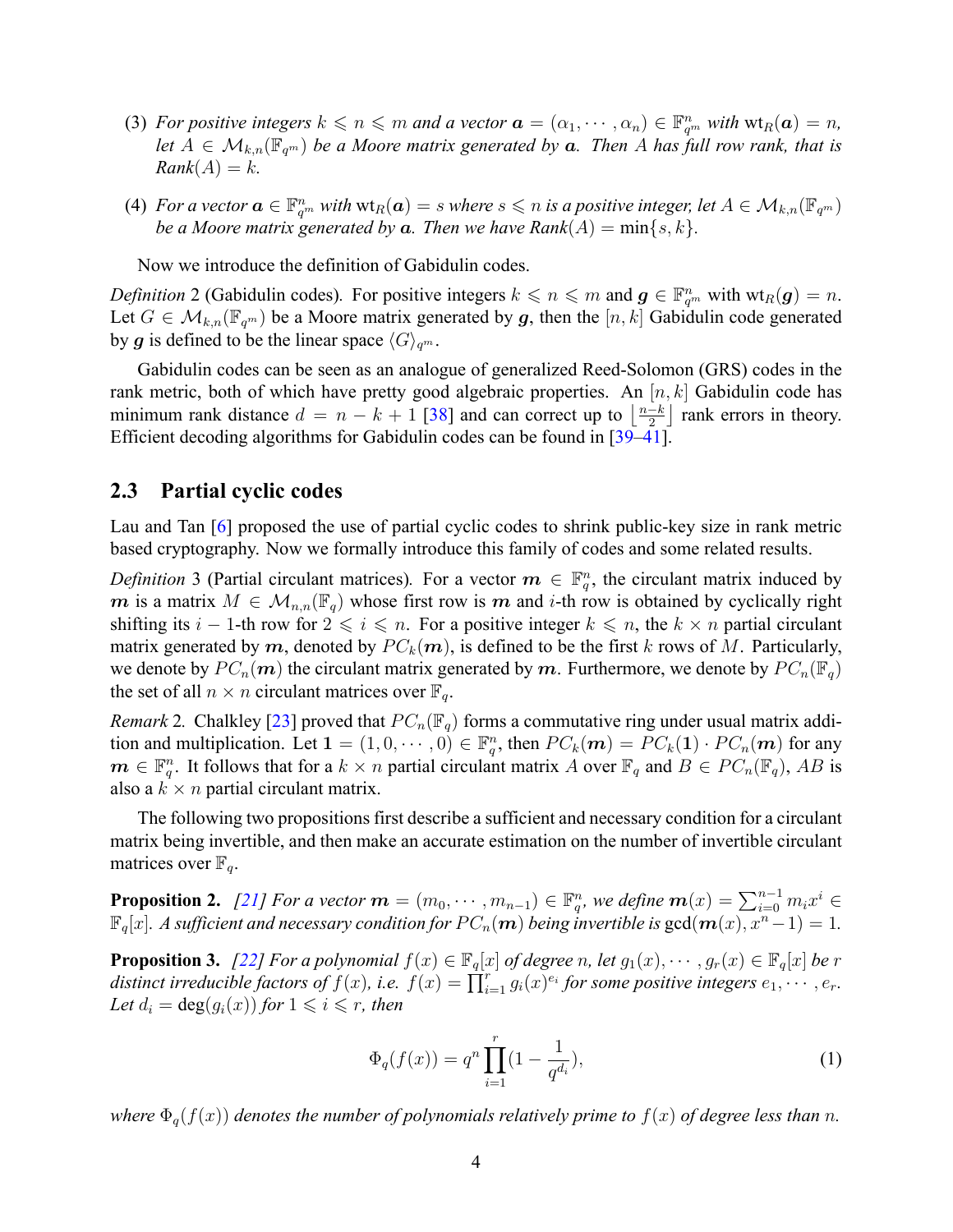(3) *For positive integers $k \leqslant n \leqslant m$ and a vector $\boldsymbol{a} = (\alpha_1, \cdots, \alpha_n) \in \mathbb{F}_{q^m}^n$ with $\mathrm{wt}_R(\boldsymbol{a}) = n$, let $A \in \mathcal{M}_{k,n}(\mathbb{F}_{q^m})$ be a Moore matrix generated by $\boldsymbol{a}$. Then $A$ has full row rank, that is Rank$(A) = k$.*

(4) *For a vector $\boldsymbol{a} \in \mathbb{F}_{q^m}^n$ with $\mathrm{wt}_R(\boldsymbol{a}) = s$ where $s \leqslant n$ is a positive integer, let $A \in \mathcal{M}_{k,n}(\mathbb{F}_{q^m})$ be a Moore matrix generated by $\boldsymbol{a}$. Then we have Rank$(A) = \min\{s, k\}$.*

Now we introduce the definition of Gabidulin codes.

*Definition* 2 (Gabidulin codes)*.* For positive integers $k \leqslant n \leqslant m$ and $\boldsymbol{g} \in \mathbb{F}_{q^m}^n$ with $\mathrm{wt}_R(\boldsymbol{g}) = n$. Let $G \in \mathcal{M}_{k,n}(\mathbb{F}_{q^m})$ be a Moore matrix generated by $\boldsymbol{g}$, then the $[n, k]$ Gabidulin code generated by $\boldsymbol{g}$ is defined to be the linear space $\langle G \rangle_{q^m}$.

Gabidulin codes can be seen as an analogue of generalized Reed-Solomon (GRS) codes in the rank metric, both of which have pretty good algebraic properties. An $[n, k]$ Gabidulin code has minimum rank distance $d = n - k + 1$ [38] and can correct up to $\lfloor \frac{n-k}{2} \rfloor$ rank errors in theory. Efficient decoding algorithms for Gabidulin codes can be found in [39–41].

## 2.3 Partial cyclic codes

Lau and Tan [6] proposed the use of partial cyclic codes to shrink public-key size in rank metric based cryptography. Now we formally introduce this family of codes and some related results.

*Definition* 3 (Partial circulant matrices)*.* For a vector $\boldsymbol{m} \in \mathbb{F}_q^n$, the circulant matrix induced by $\boldsymbol{m}$ is a matrix $M \in \mathcal{M}_{n,n}(\mathbb{F}_q)$ whose first row is $\boldsymbol{m}$ and $i$-th row is obtained by cyclically right shifting its $i-1$-th row for $2 \leqslant i \leqslant n$. For a positive integer $k \leqslant n$, the $k \times n$ partial circulant matrix generated by $\boldsymbol{m}$, denoted by $PC_k(\boldsymbol{m})$, is defined to be the first $k$ rows of $M$. Particularly, we denote by $PC_n(\boldsymbol{m})$ the circulant matrix generated by $\boldsymbol{m}$. Furthermore, we denote by $PC_n(\mathbb{F}_q)$ the set of all $n \times n$ circulant matrices over $\mathbb{F}_q$.

*Remark* 2*.* Chalkley [23] proved that $PC_n(\mathbb{F}_q)$ forms a commutative ring under usual matrix addition and multiplication. Let $\boldsymbol{1} = (1, 0, \cdots, 0) \in \mathbb{F}_q^n$, then $PC_k(\boldsymbol{m}) = PC_k(\boldsymbol{1}) \cdot PC_n(\boldsymbol{m})$ for any $\boldsymbol{m} \in \mathbb{F}_q^n$. It follows that for a $k \times n$ partial circulant matrix $A$ over $\mathbb{F}_q$ and $B \in PC_n(\mathbb{F}_q)$, $AB$ is also a $k \times n$ partial circulant matrix.

The following two propositions first describe a sufficient and necessary condition for a circulant matrix being invertible, and then make an accurate estimation on the number of invertible circulant matrices over $\mathbb{F}_q$.

**Proposition 2.** *[21] For a vector $\boldsymbol{m} = (m_0, \cdots, m_{n-1}) \in \mathbb{F}_q^n$, we define $\boldsymbol{m}(x) = \sum_{i=0}^{n-1} m_i x^i \in \mathbb{F}_q[x]$. A sufficient and necessary condition for $PC_n(\boldsymbol{m})$ being invertible is $\gcd(\boldsymbol{m}(x), x^n - 1) = 1$.*

**Proposition 3.** *[22] For a polynomial $f(x) \in \mathbb{F}_q[x]$ of degree $n$, let $g_1(x), \cdots, g_r(x) \in \mathbb{F}_q[x]$ be $r$ distinct irreducible factors of $f(x)$, i.e. $f(x) = \prod_{i=1}^{r} g_i(x)^{e_i}$ for some positive integers $e_1, \cdots, e_r$. Let $d_i = \deg(g_i(x))$ for $1 \leqslant i \leqslant r$, then*

$$\Phi_q(f(x)) = q^n \prod_{i=1}^{r} \left(1 - \frac{1}{q^{d_i}}\right), \tag{1}$$

*where $\Phi_q(f(x))$ denotes the number of polynomials relatively prime to $f(x)$ of degree less than $n$.*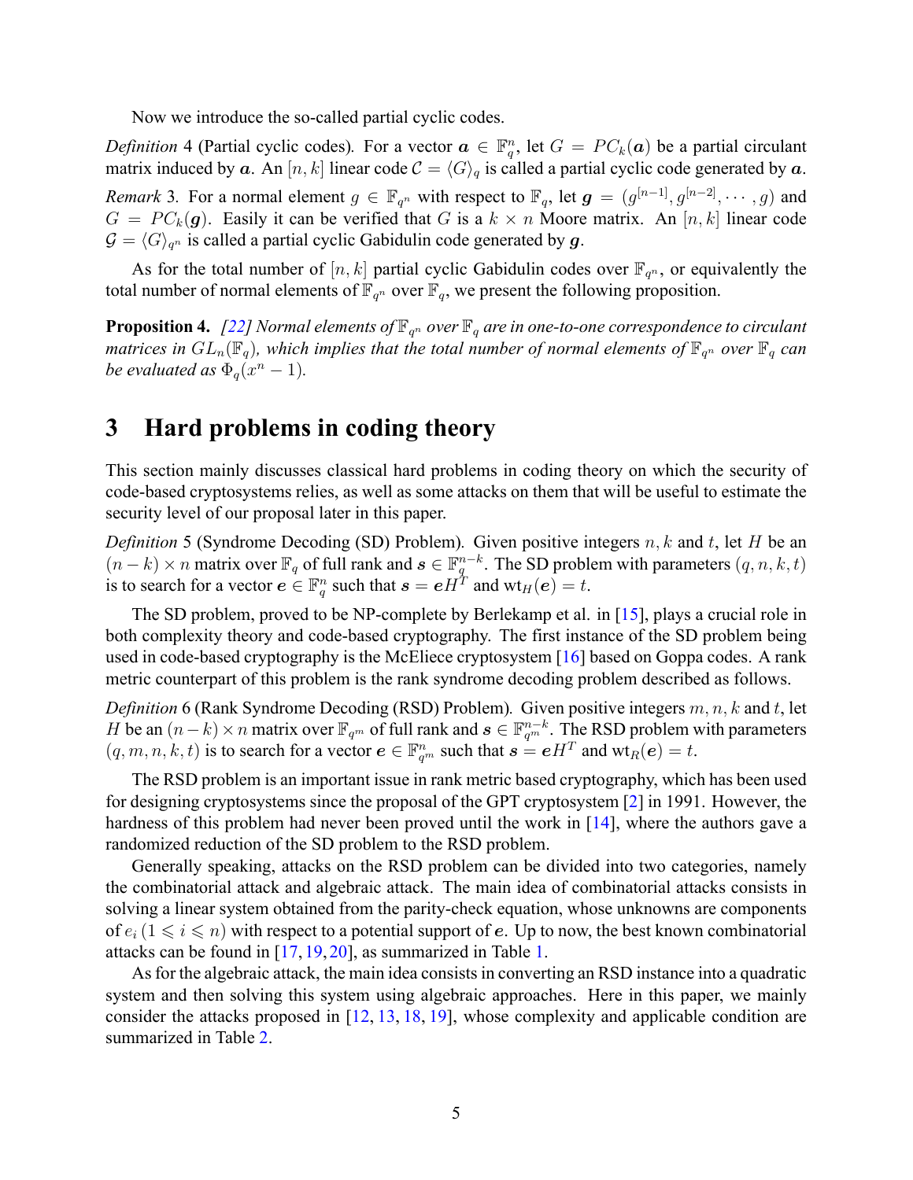Now we introduce the so-called partial cyclic codes.

*Definition* 4 (Partial cyclic codes). For a vector $\boldsymbol{a} \in \mathbb{F}_q^n$, let $G = PC_k(\boldsymbol{a})$ be a partial circulant matrix induced by $\boldsymbol{a}$. An $[n, k]$ linear code $\mathcal{C} = \langle G \rangle_q$ is called a partial cyclic code generated by $\boldsymbol{a}$.

*Remark* 3. For a normal element $g \in \mathbb{F}_{q^n}$ with respect to $\mathbb{F}_q$, let $\boldsymbol{g} = (g^{[n-1]}, g^{[n-2]}, \cdots, g)$ and $G = PC_k(\boldsymbol{g})$. Easily it can be verified that $G$ is a $k \times n$ Moore matrix. An $[n, k]$ linear code $\mathcal{G} = \langle G \rangle_{q^n}$ is called a partial cyclic Gabidulin code generated by $\boldsymbol{g}$.

As for the total number of $[n, k]$ partial cyclic Gabidulin codes over $\mathbb{F}_{q^n}$, or equivalently the total number of normal elements of $\mathbb{F}_{q^n}$ over $\mathbb{F}_q$, we present the following proposition.

**Proposition 4.** *[22] Normal elements of $\mathbb{F}_{q^n}$ over $\mathbb{F}_q$ are in one-to-one correspondence to circulant matrices in $GL_n(\mathbb{F}_q)$, which implies that the total number of normal elements of $\mathbb{F}_{q^n}$ over $\mathbb{F}_q$ can be evaluated as $\Phi_q(x^n - 1)$.*

# 3 Hard problems in coding theory

This section mainly discusses classical hard problems in coding theory on which the security of code-based cryptosystems relies, as well as some attacks on them that will be useful to estimate the security level of our proposal later in this paper.

*Definition* 5 (Syndrome Decoding (SD) Problem). Given positive integers $n, k$ and $t$, let $H$ be an $(n-k) \times n$ matrix over $\mathbb{F}_q$ of full rank and $\boldsymbol{s} \in \mathbb{F}_q^{n-k}$. The SD problem with parameters $(q, n, k, t)$ is to search for a vector $\boldsymbol{e} \in \mathbb{F}_q^n$ such that $\boldsymbol{s} = \boldsymbol{e}H^T$ and $\text{wt}_H(\boldsymbol{e}) = t$.

The SD problem, proved to be NP-complete by Berlekamp et al. in [15], plays a crucial role in both complexity theory and code-based cryptography. The first instance of the SD problem being used in code-based cryptography is the McEliece cryptosystem [16] based on Goppa codes. A rank metric counterpart of this problem is the rank syndrome decoding problem described as follows.

*Definition* 6 (Rank Syndrome Decoding (RSD) Problem). Given positive integers $m, n, k$ and $t$, let $H$ be an $(n-k) \times n$ matrix over $\mathbb{F}_{q^m}$ of full rank and $\boldsymbol{s} \in \mathbb{F}_{q^m}^{n-k}$. The RSD problem with parameters $(q, m, n, k, t)$ is to search for a vector $\boldsymbol{e} \in \mathbb{F}_{q^m}^n$ such that $\boldsymbol{s} = \boldsymbol{e}H^T$ and $\text{wt}_R(\boldsymbol{e}) = t$.

The RSD problem is an important issue in rank metric based cryptography, which has been used for designing cryptosystems since the proposal of the GPT cryptosystem [2] in 1991. However, the hardness of this problem had never been proved until the work in [14], where the authors gave a randomized reduction of the SD problem to the RSD problem.

Generally speaking, attacks on the RSD problem can be divided into two categories, namely the combinatorial attack and algebraic attack. The main idea of combinatorial attacks consists in solving a linear system obtained from the parity-check equation, whose unknowns are components of $e_i\,(1 \leqslant i \leqslant n)$ with respect to a potential support of $\boldsymbol{e}$. Up to now, the best known combinatorial attacks can be found in [17, 19, 20], as summarized in Table 1.

As for the algebraic attack, the main idea consists in converting an RSD instance into a quadratic system and then solving this system using algebraic approaches. Here in this paper, we mainly consider the attacks proposed in [12, 13, 18, 19], whose complexity and applicable condition are summarized in Table 2.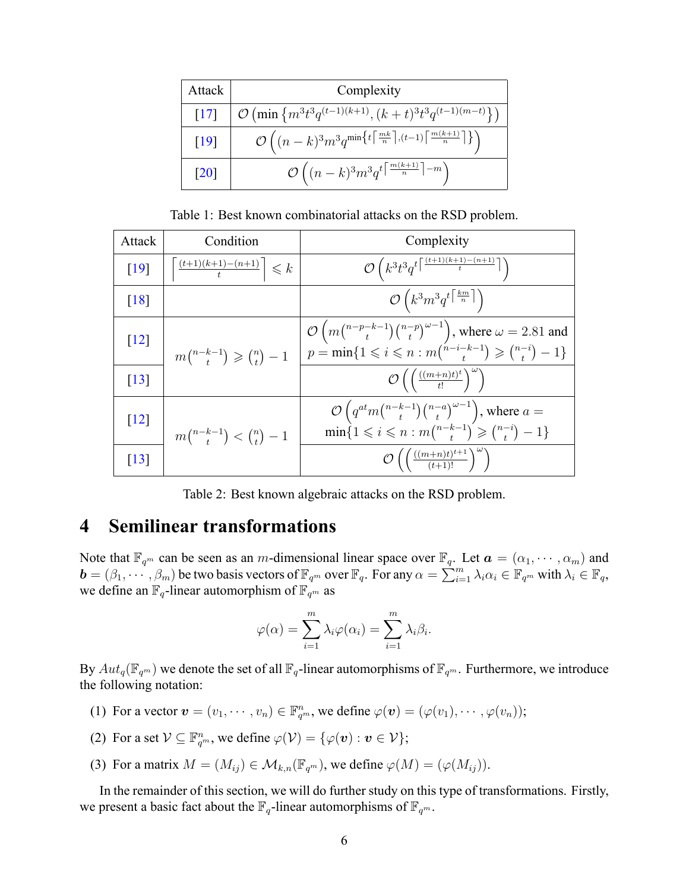| Attack | Complexity |
| --- | --- |
| [17] | $\mathcal{O}\left(\min\left\{m^3t^3q^{(t-1)(k+1)}, (k+t)^3t^3q^{(t-1)(m-t)}\right\}\right)$ |
| [19] | $\mathcal{O}\left((n-k)^3m^3q^{\min\left\{t\left\lceil\frac{mk}{n}\right\rceil,(t-1)\left\lceil\frac{m(k+1)}{n}\right\rceil\right\}}\right)$ |
| [20] | $\mathcal{O}\left((n-k)^3m^3q^{t\left\lceil\frac{m(k+1)}{n}\right\rceil-m}\right)$ |

Table 1: Best known combinatorial attacks on the RSD problem.

| Attack | Condition | Complexity |
| --- | --- | --- |
| [19] | $\left\lceil\frac{(t+1)(k+1)-(n+1)}{t}\right\rceil \leqslant k$ | $\mathcal{O}\left(k^3t^3q^{t\left\lceil\frac{(t+1)(k+1)-(n+1)}{t}\right\rceil}\right)$ |
| [18] | | $\mathcal{O}\left(k^3m^3q^{t\left\lceil\frac{km}{n}\right\rceil}\right)$ |
| [12] | $m\binom{n-k-1}{t} \geqslant \binom{n}{t}-1$ | $\mathcal{O}\left(m\binom{n-p-k-1}{t}\binom{n-p}{t}^{\omega-1}\right)$, where $\omega = 2.81$ and $p = \min\{1 \leqslant i \leqslant n : m\binom{n-i-k-1}{t} \geqslant \binom{n-i}{t}-1\}$ |
| [13] | | $\mathcal{O}\left(\left(\frac{((m+n)t)^t}{t!}\right)^{\omega}\right)$ |
| [12] | $m\binom{n-k-1}{t} < \binom{n}{t}-1$ | $\mathcal{O}\left(q^{at}m\binom{n-k-1}{t}\binom{n-a}{t}^{\omega-1}\right)$, where $a = \min\{1 \leqslant i \leqslant n : m\binom{n-k-1}{t} \geqslant \binom{n-i}{t}-1\}$ |
| [13] | | $\mathcal{O}\left(\left(\frac{((m+n)t)^{t+1}}{(t+1)!}\right)^{\omega}\right)$ |

Table 2: Best known algebraic attacks on the RSD problem.

# 4 Semilinear transformations

Note that $\mathbb{F}_{q^m}$ can be seen as an $m$-dimensional linear space over $\mathbb{F}_q$. Let $\boldsymbol{a} = (\alpha_1, \cdots, \alpha_m)$ and $\boldsymbol{b} = (\beta_1, \cdots, \beta_m)$ be two basis vectors of $\mathbb{F}_{q^m}$ over $\mathbb{F}_q$. For any $\alpha = \sum_{i=1}^{m} \lambda_i \alpha_i \in \mathbb{F}_{q^m}$ with $\lambda_i \in \mathbb{F}_q$, we define an $\mathbb{F}_q$-linear automorphism of $\mathbb{F}_{q^m}$ as

$$\varphi(\alpha) = \sum_{i=1}^{m} \lambda_i \varphi(\alpha_i) = \sum_{i=1}^{m} \lambda_i \beta_i.$$

By $Aut_q(\mathbb{F}_{q^m})$ we denote the set of all $\mathbb{F}_q$-linear automorphisms of $\mathbb{F}_{q^m}$. Furthermore, we introduce the following notation:

(1) For a vector $\boldsymbol{v} = (v_1, \cdots, v_n) \in \mathbb{F}_{q^m}^n$, we define $\varphi(\boldsymbol{v}) = (\varphi(v_1), \cdots, \varphi(v_n))$;

(2) For a set $\mathcal{V} \subseteq \mathbb{F}_{q^m}^n$, we define $\varphi(\mathcal{V}) = \{\varphi(\boldsymbol{v}) : \boldsymbol{v} \in \mathcal{V}\}$;

(3) For a matrix $M = (M_{ij}) \in \mathcal{M}_{k,n}(\mathbb{F}_{q^m})$, we define $\varphi(M) = (\varphi(M_{ij}))$.

In the remainder of this section, we will do further study on this type of transformations. Firstly, we present a basic fact about the $\mathbb{F}_q$-linear automorphisms of $\mathbb{F}_{q^m}$.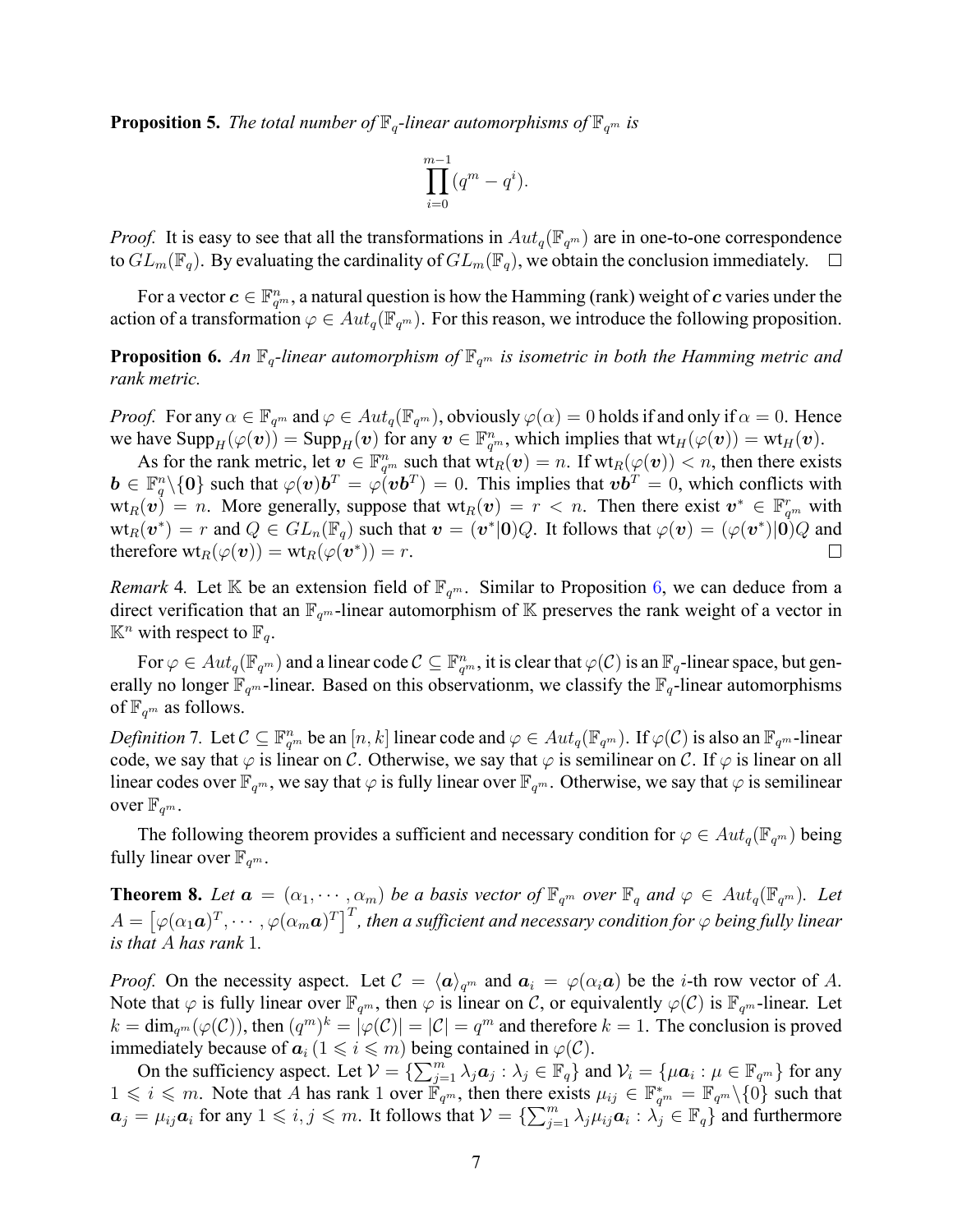**Proposition 5.** *The total number of $\mathbb{F}_q$-linear automorphisms of $\mathbb{F}_{q^m}$ is*

$$\prod_{i=0}^{m-1}(q^m - q^i).$$

*Proof.* It is easy to see that all the transformations in $Aut_q(\mathbb{F}_{q^m})$ are in one-to-one correspondence to $GL_m(\mathbb{F}_q)$. By evaluating the cardinality of $GL_m(\mathbb{F}_q)$, we obtain the conclusion immediately. $\square$

For a vector $\boldsymbol{c} \in \mathbb{F}_{q^m}^n$, a natural question is how the Hamming (rank) weight of $\boldsymbol{c}$ varies under the action of a transformation $\varphi \in Aut_q(\mathbb{F}_{q^m})$. For this reason, we introduce the following proposition.

**Proposition 6.** *An $\mathbb{F}_q$-linear automorphism of $\mathbb{F}_{q^m}$ is isometric in both the Hamming metric and rank metric.*

*Proof.* For any $\alpha \in \mathbb{F}_{q^m}$ and $\varphi \in Aut_q(\mathbb{F}_{q^m})$, obviously $\varphi(\alpha) = 0$ holds if and only if $\alpha = 0$. Hence we have $\mathrm{Supp}_H(\varphi(\boldsymbol{v})) = \mathrm{Supp}_H(\boldsymbol{v})$ for any $\boldsymbol{v} \in \mathbb{F}_{q^m}^n$, which implies that $\mathrm{wt}_H(\varphi(\boldsymbol{v})) = \mathrm{wt}_H(\boldsymbol{v})$.

As for the rank metric, let $\boldsymbol{v} \in \mathbb{F}_{q^m}^n$ such that $\mathrm{wt}_R(\boldsymbol{v}) = n$. If $\mathrm{wt}_R(\varphi(\boldsymbol{v})) < n$, then there exists $\boldsymbol{b} \in \mathbb{F}_q^n \backslash \{\boldsymbol{0}\}$ such that $\varphi(\boldsymbol{v})\boldsymbol{b}^T = \varphi(\boldsymbol{v}\boldsymbol{b}^T) = 0$. This implies that $\boldsymbol{v}\boldsymbol{b}^T = 0$, which conflicts with $\mathrm{wt}_R(\boldsymbol{v}) = n$. More generally, suppose that $\mathrm{wt}_R(\boldsymbol{v}) = r < n$. Then there exist $\boldsymbol{v}^* \in \mathbb{F}_{q^m}^r$ with $\mathrm{wt}_R(\boldsymbol{v}^*) = r$ and $Q \in GL_n(\mathbb{F}_q)$ such that $\boldsymbol{v} = (\boldsymbol{v}^*|\boldsymbol{0})Q$. It follows that $\varphi(\boldsymbol{v}) = (\varphi(\boldsymbol{v}^*)|\boldsymbol{0})Q$ and therefore $\mathrm{wt}_R(\varphi(\boldsymbol{v})) = \mathrm{wt}_R(\varphi(\boldsymbol{v}^*)) = r$. $\square$

*Remark* 4. Let $\mathbb{K}$ be an extension field of $\mathbb{F}_{q^m}$. Similar to Proposition 6, we can deduce from a direct verification that an $\mathbb{F}_{q^m}$-linear automorphism of $\mathbb{K}$ preserves the rank weight of a vector in $\mathbb{K}^n$ with respect to $\mathbb{F}_q$.

For $\varphi \in Aut_q(\mathbb{F}_{q^m})$ and a linear code $\mathcal{C} \subseteq \mathbb{F}_{q^m}^n$, it is clear that $\varphi(\mathcal{C})$ is an $\mathbb{F}_q$-linear space, but generally no longer $\mathbb{F}_{q^m}$-linear. Based on this observationm, we classify the $\mathbb{F}_q$-linear automorphisms of $\mathbb{F}_{q^m}$ as follows.

*Definition* 7. Let $\mathcal{C} \subseteq \mathbb{F}_{q^m}^n$ be an $[n, k]$ linear code and $\varphi \in Aut_q(\mathbb{F}_{q^m})$. If $\varphi(\mathcal{C})$ is also an $\mathbb{F}_{q^m}$-linear code, we say that $\varphi$ is linear on $\mathcal{C}$. Otherwise, we say that $\varphi$ is semilinear on $\mathcal{C}$. If $\varphi$ is linear on all linear codes over $\mathbb{F}_{q^m}$, we say that $\varphi$ is fully linear over $\mathbb{F}_{q^m}$. Otherwise, we say that $\varphi$ is semilinear over $\mathbb{F}_{q^m}$.

The following theorem provides a sufficient and necessary condition for $\varphi \in Aut_q(\mathbb{F}_{q^m})$ being fully linear over $\mathbb{F}_{q^m}$.

**Theorem 8.** *Let $\boldsymbol{a} = (\alpha_1, \cdots, \alpha_m)$ be a basis vector of $\mathbb{F}_{q^m}$ over $\mathbb{F}_q$ and $\varphi \in Aut_q(\mathbb{F}_{q^m})$. Let $A = \left[\varphi(\alpha_1\boldsymbol{a})^T, \cdots, \varphi(\alpha_m\boldsymbol{a})^T\right]^T$, then a sufficient and necessary condition for $\varphi$ being fully linear is that $A$ has rank 1.*

*Proof.* On the necessity aspect. Let $\mathcal{C} = \langle \boldsymbol{a} \rangle_{q^m}$ and $\boldsymbol{a}_i = \varphi(\alpha_i\boldsymbol{a})$ be the $i$-th row vector of $A$. Note that $\varphi$ is fully linear over $\mathbb{F}_{q^m}$, then $\varphi$ is linear on $\mathcal{C}$, or equivalently $\varphi(\mathcal{C})$ is $\mathbb{F}_{q^m}$-linear. Let $k = \dim_{q^m}(\varphi(\mathcal{C}))$, then $(q^m)^k = |\varphi(\mathcal{C})| = |\mathcal{C}| = q^m$ and therefore $k = 1$. The conclusion is proved immediately because of $\boldsymbol{a}_i$ $(1 \leqslant i \leqslant m)$ being contained in $\varphi(\mathcal{C})$.

On the sufficiency aspect. Let $\mathcal{V} = \{\sum_{j=1}^m \lambda_j\boldsymbol{a}_j : \lambda_j \in \mathbb{F}_q\}$ and $\mathcal{V}_i = \{\mu\boldsymbol{a}_i : \mu \in \mathbb{F}_{q^m}\}$ for any $1 \leqslant i \leqslant m$. Note that $A$ has rank 1 over $\mathbb{F}_{q^m}$, then there exists $\mu_{ij} \in \mathbb{F}_{q^m}^* = \mathbb{F}_{q^m}\backslash\{0\}$ such that $\boldsymbol{a}_j = \mu_{ij}\boldsymbol{a}_i$ for any $1 \leqslant i, j \leqslant m$. It follows that $\mathcal{V} = \{\sum_{j=1}^m \lambda_j\mu_{ij}\boldsymbol{a}_i : \lambda_j \in \mathbb{F}_q\}$ and furthermore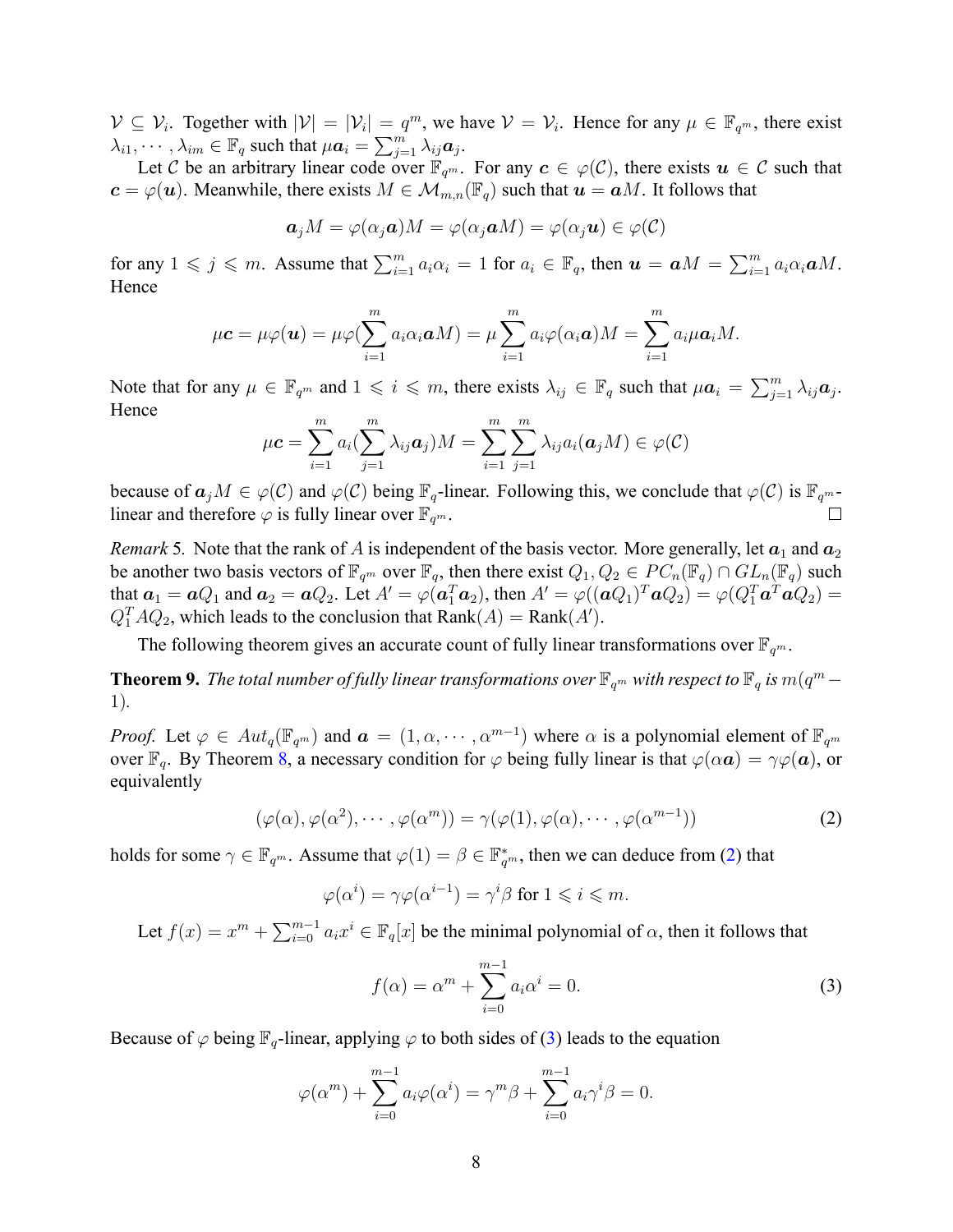$\mathcal{V} \subseteq \mathcal{V}_i$. Together with $|\mathcal{V}| = |\mathcal{V}_i| = q^m$, we have $\mathcal{V} = \mathcal{V}_i$. Hence for any $\mu \in \mathbb{F}_{q^m}$, there exist $\lambda_{i1}, \cdots, \lambda_{im} \in \mathbb{F}_q$ such that $\mu \boldsymbol{a}_i = \sum_{j=1}^{m} \lambda_{ij} \boldsymbol{a}_j$.

Let $\mathcal{C}$ be an arbitrary linear code over $\mathbb{F}_{q^m}$. For any $\boldsymbol{c} \in \varphi(\mathcal{C})$, there exists $\boldsymbol{u} \in \mathcal{C}$ such that $\boldsymbol{c} = \varphi(\boldsymbol{u})$. Meanwhile, there exists $M \in \mathcal{M}_{m,n}(\mathbb{F}_q)$ such that $\boldsymbol{u} = \boldsymbol{a}M$. It follows that

$$\boldsymbol{a}_j M = \varphi(\alpha_j \boldsymbol{a})M = \varphi(\alpha_j \boldsymbol{a}M) = \varphi(\alpha_j \boldsymbol{u}) \in \varphi(\mathcal{C})$$

for any $1 \leqslant j \leqslant m$. Assume that $\sum_{i=1}^{m} a_i \alpha_i = 1$ for $a_i \in \mathbb{F}_q$, then $\boldsymbol{u} = \boldsymbol{a}M = \sum_{i=1}^{m} a_i \alpha_i \boldsymbol{a}M$. Hence

$$\mu \boldsymbol{c} = \mu \varphi(\boldsymbol{u}) = \mu \varphi(\sum_{i=1}^{m} a_i \alpha_i \boldsymbol{a}M) = \mu \sum_{i=1}^{m} a_i \varphi(\alpha_i \boldsymbol{a})M = \sum_{i=1}^{m} a_i \mu \boldsymbol{a}_i M.$$

Note that for any $\mu \in \mathbb{F}_{q^m}$ and $1 \leqslant i \leqslant m$, there exists $\lambda_{ij} \in \mathbb{F}_q$ such that $\mu \boldsymbol{a}_i = \sum_{j=1}^{m} \lambda_{ij} \boldsymbol{a}_j$. Hence

$$\mu \boldsymbol{c} = \sum_{i=1}^{m} a_i (\sum_{j=1}^{m} \lambda_{ij} \boldsymbol{a}_j) M = \sum_{i=1}^{m} \sum_{j=1}^{m} \lambda_{ij} a_i (\boldsymbol{a}_j M) \in \varphi(\mathcal{C})$$

because of $\boldsymbol{a}_j M \in \varphi(\mathcal{C})$ and $\varphi(\mathcal{C})$ being $\mathbb{F}_q$-linear. Following this, we conclude that $\varphi(\mathcal{C})$ is $\mathbb{F}_{q^m}$-linear and therefore $\varphi$ is fully linear over $\mathbb{F}_{q^m}$. $\square$

*Remark* 5. Note that the rank of $A$ is independent of the basis vector. More generally, let $\boldsymbol{a}_1$ and $\boldsymbol{a}_2$ be another two basis vectors of $\mathbb{F}_{q^m}$ over $\mathbb{F}_q$, then there exist $Q_1, Q_2 \in PC_n(\mathbb{F}_q) \cap GL_n(\mathbb{F}_q)$ such that $\boldsymbol{a}_1 = \boldsymbol{a}Q_1$ and $\boldsymbol{a}_2 = \boldsymbol{a}Q_2$. Let $A' = \varphi(\boldsymbol{a}_1^T \boldsymbol{a}_2)$, then $A' = \varphi((\boldsymbol{a}Q_1)^T \boldsymbol{a}Q_2) = \varphi(Q_1^T \boldsymbol{a}^T \boldsymbol{a} Q_2) = Q_1^T A Q_2$, which leads to the conclusion that $\mathrm{Rank}(A) = \mathrm{Rank}(A')$.

The following theorem gives an accurate count of fully linear transformations over $\mathbb{F}_{q^m}$.

**Theorem 9.** *The total number of fully linear transformations over $\mathbb{F}_{q^m}$ with respect to $\mathbb{F}_q$ is $m(q^m - 1)$.*

*Proof.* Let $\varphi \in Aut_q(\mathbb{F}_{q^m})$ and $\boldsymbol{a} = (1, \alpha, \cdots, \alpha^{m-1})$ where $\alpha$ is a polynomial element of $\mathbb{F}_{q^m}$ over $\mathbb{F}_q$. By Theorem 8, a necessary condition for $\varphi$ being fully linear is that $\varphi(\alpha \boldsymbol{a}) = \gamma \varphi(\boldsymbol{a})$, or equivalently

$$(\varphi(\alpha), \varphi(\alpha^2), \cdots, \varphi(\alpha^m)) = \gamma(\varphi(1), \varphi(\alpha), \cdots, \varphi(\alpha^{m-1})) \tag{2}$$

holds for some $\gamma \in \mathbb{F}_{q^m}$. Assume that $\varphi(1) = \beta \in \mathbb{F}_{q^m}^*$, then we can deduce from (2) that

$$\varphi(\alpha^i) = \gamma \varphi(\alpha^{i-1}) = \gamma^i \beta \text{ for } 1 \leqslant i \leqslant m.$$

Let $f(x) = x^m + \sum_{i=0}^{m-1} a_i x^i \in \mathbb{F}_q[x]$ be the minimal polynomial of $\alpha$, then it follows that

$$f(\alpha) = \alpha^m + \sum_{i=0}^{m-1} a_i \alpha^i = 0. \tag{3}$$

Because of $\varphi$ being $\mathbb{F}_q$-linear, applying $\varphi$ to both sides of (3) leads to the equation

$$\varphi(\alpha^m) + \sum_{i=0}^{m-1} a_i \varphi(\alpha^i) = \gamma^m \beta + \sum_{i=0}^{m-1} a_i \gamma^i \beta = 0.$$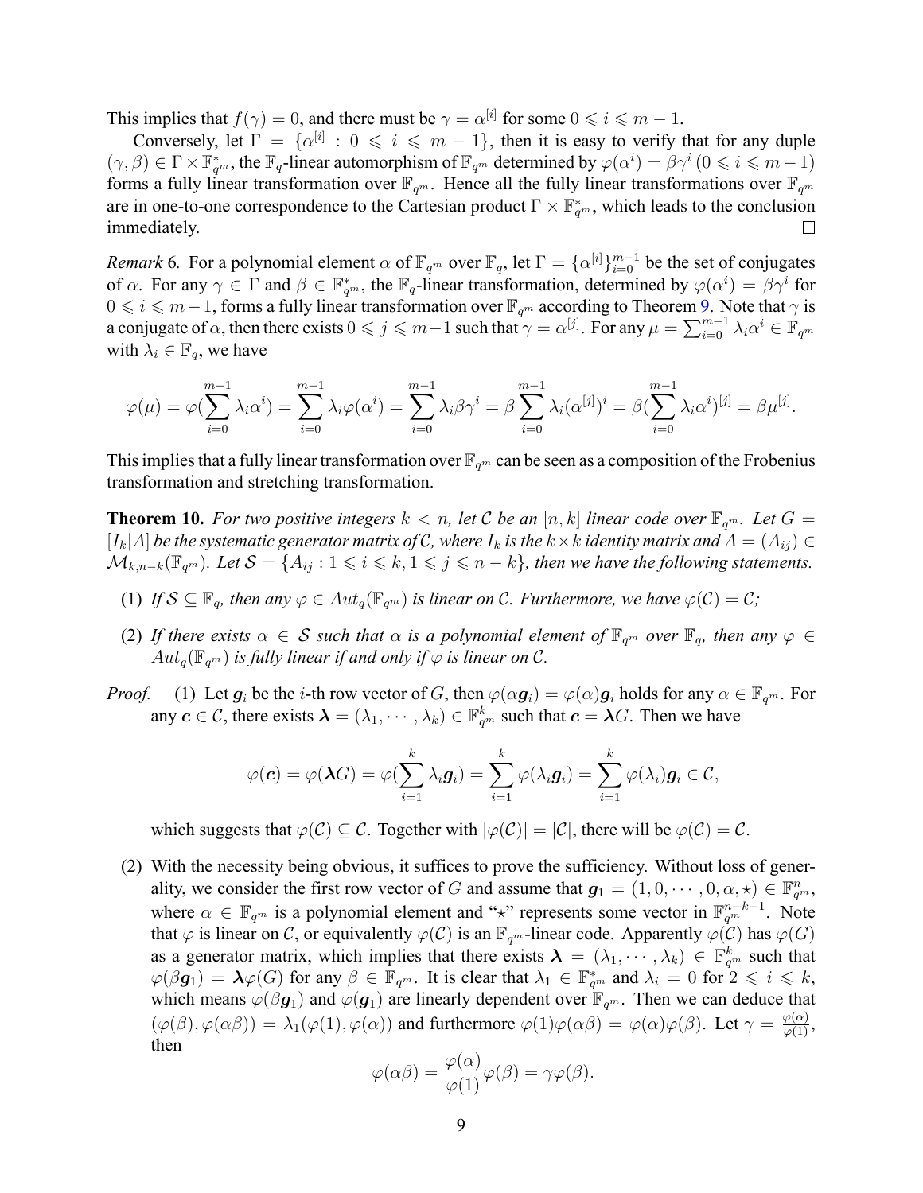This implies that $f(\gamma) = 0$, and there must be $\gamma = \alpha^{[i]}$ for some $0 \leqslant i \leqslant m-1$.

Conversely, let $\Gamma = \{\alpha^{[i]} : 0 \leqslant i \leqslant m-1\}$, then it is easy to verify that for any duple $(\gamma, \beta) \in \Gamma \times \mathbb{F}_{q^m}^*$, the $\mathbb{F}_q$-linear automorphism of $\mathbb{F}_{q^m}$ determined by $\varphi(\alpha^i) = \beta\gamma^i$ $(0 \leqslant i \leqslant m-1)$ forms a fully linear transformation over $\mathbb{F}_{q^m}$. Hence all the fully linear transformations over $\mathbb{F}_{q^m}$ are in one-to-one correspondence to the Cartesian product $\Gamma \times \mathbb{F}_{q^m}^*$, which leads to the conclusion immediately. □

*Remark* 6. For a polynomial element $\alpha$ of $\mathbb{F}_{q^m}$ over $\mathbb{F}_q$, let $\Gamma = \{\alpha^{[i]}\}_{i=0}^{m-1}$ be the set of conjugates of $\alpha$. For any $\gamma \in \Gamma$ and $\beta \in \mathbb{F}_{q^m}^*$, the $\mathbb{F}_q$-linear transformation, determined by $\varphi(\alpha^i) = \beta\gamma^i$ for $0 \leqslant i \leqslant m-1$, forms a fully linear transformation over $\mathbb{F}_{q^m}$ according to Theorem 9. Note that $\gamma$ is a conjugate of $\alpha$, then there exists $0 \leqslant j \leqslant m-1$ such that $\gamma = \alpha^{[j]}$. For any $\mu = \sum_{i=0}^{m-1} \lambda_i \alpha^i \in \mathbb{F}_{q^m}$ with $\lambda_i \in \mathbb{F}_q$, we have

$$\varphi(\mu) = \varphi(\sum_{i=0}^{m-1} \lambda_i \alpha^i) = \sum_{i=0}^{m-1} \lambda_i \varphi(\alpha^i) = \sum_{i=0}^{m-1} \lambda_i \beta\gamma^i = \beta \sum_{i=0}^{m-1} \lambda_i (\alpha^{[j]})^i = \beta(\sum_{i=0}^{m-1} \lambda_i \alpha^i)^{[j]} = \beta\mu^{[j]}.$$

This implies that a fully linear transformation over $\mathbb{F}_{q^m}$ can be seen as a composition of the Frobenius transformation and stretching transformation.

**Theorem 10.** *For two positive integers $k < n$, let $\mathcal{C}$ be an $[n, k]$ linear code over $\mathbb{F}_{q^m}$. Let $G = [I_k|A]$ be the systematic generator matrix of $\mathcal{C}$, where $I_k$ is the $k \times k$ identity matrix and $A = (A_{ij}) \in \mathcal{M}_{k,n-k}(\mathbb{F}_{q^m})$. Let $\mathcal{S} = \{A_{ij} : 1 \leqslant i \leqslant k, 1 \leqslant j \leqslant n-k\}$, then we have the following statements.*

1. *If $\mathcal{S} \subseteq \mathbb{F}_q$, then any $\varphi \in Aut_q(\mathbb{F}_{q^m})$ is linear on $\mathcal{C}$. Furthermore, we have $\varphi(\mathcal{C}) = \mathcal{C}$;*
2. *If there exists $\alpha \in \mathcal{S}$ such that $\alpha$ is a polynomial element of $\mathbb{F}_{q^m}$ over $\mathbb{F}_q$, then any $\varphi \in Aut_q(\mathbb{F}_{q^m})$ is fully linear if and only if $\varphi$ is linear on $\mathcal{C}$.*

*Proof.* (1) Let $\boldsymbol{g}_i$ be the $i$-th row vector of $G$, then $\varphi(\alpha\boldsymbol{g}_i) = \varphi(\alpha)\boldsymbol{g}_i$ holds for any $\alpha \in \mathbb{F}_{q^m}$. For any $\boldsymbol{c} \in \mathcal{C}$, there exists $\boldsymbol{\lambda} = (\lambda_1, \cdots, \lambda_k) \in \mathbb{F}_{q^m}^k$ such that $\boldsymbol{c} = \boldsymbol{\lambda}G$. Then we have

$$\varphi(\boldsymbol{c}) = \varphi(\boldsymbol{\lambda}G) = \varphi(\sum_{i=1}^{k} \lambda_i \boldsymbol{g}_i) = \sum_{i=1}^{k} \varphi(\lambda_i \boldsymbol{g}_i) = \sum_{i=1}^{k} \varphi(\lambda_i)\boldsymbol{g}_i \in \mathcal{C},$$

which suggests that $\varphi(\mathcal{C}) \subseteq \mathcal{C}$. Together with $|\varphi(\mathcal{C})| = |\mathcal{C}|$, there will be $\varphi(\mathcal{C}) = \mathcal{C}$.

(2) With the necessity being obvious, it suffices to prove the sufficiency. Without loss of generality, we consider the first row vector of $G$ and assume that $\boldsymbol{g}_1 = (1, 0, \cdots, 0, \alpha, \star) \in \mathbb{F}_{q^m}^n$, where $\alpha \in \mathbb{F}_{q^m}$ is a polynomial element and "$\star$" represents some vector in $\mathbb{F}_{q^m}^{n-k-1}$. Note that $\varphi$ is linear on $\mathcal{C}$, or equivalently $\varphi(\mathcal{C})$ is an $\mathbb{F}_{q^m}$-linear code. Apparently $\varphi(\mathcal{C})$ has $\varphi(G)$ as a generator matrix, which implies that there exists $\boldsymbol{\lambda} = (\lambda_1, \cdots, \lambda_k) \in \mathbb{F}_{q^m}^k$ such that $\varphi(\beta\boldsymbol{g}_1) = \boldsymbol{\lambda}\varphi(G)$ for any $\beta \in \mathbb{F}_{q^m}$. It is clear that $\lambda_1 \in \mathbb{F}_{q^m}^*$ and $\lambda_i = 0$ for $2 \leqslant i \leqslant k$, which means $\varphi(\beta\boldsymbol{g}_1)$ and $\varphi(\boldsymbol{g}_1)$ are linearly dependent over $\mathbb{F}_{q^m}$. Then we can deduce that $(\varphi(\beta), \varphi(\alpha\beta)) = \lambda_1(\varphi(1), \varphi(\alpha))$ and furthermore $\varphi(1)\varphi(\alpha\beta) = \varphi(\alpha)\varphi(\beta)$. Let $\gamma = \frac{\varphi(\alpha)}{\varphi(1)}$, then

$$\varphi(\alpha\beta) = \frac{\varphi(\alpha)}{\varphi(1)}\varphi(\beta) = \gamma\varphi(\beta).$$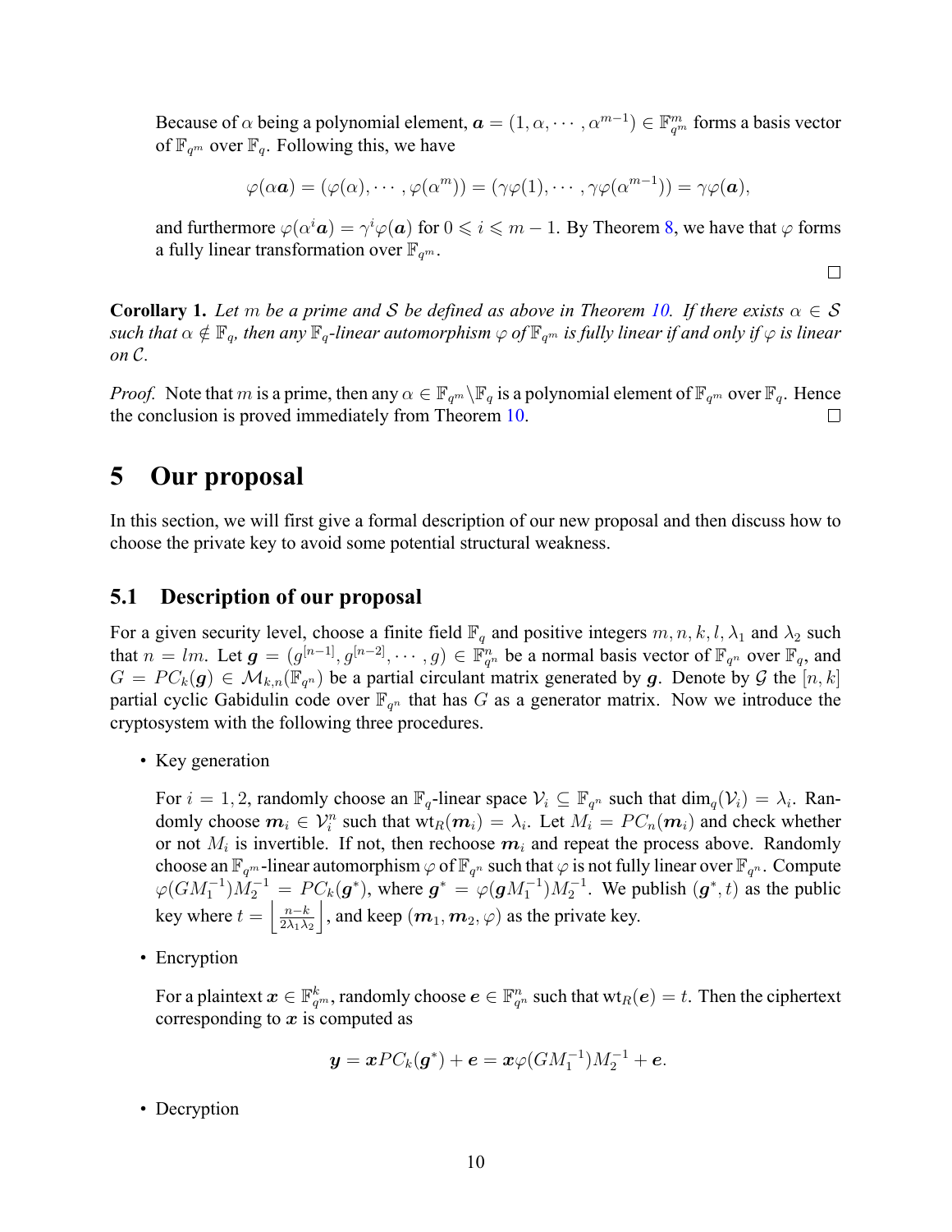Because of $\alpha$ being a polynomial element, $\boldsymbol{a} = (1, \alpha, \cdots, \alpha^{m-1}) \in \mathbb{F}_{q^m}^m$ forms a basis vector of $\mathbb{F}_{q^m}$ over $\mathbb{F}_q$. Following this, we have

$$\varphi(\alpha \boldsymbol{a}) = (\varphi(\alpha), \cdots, \varphi(\alpha^m)) = (\gamma\varphi(1), \cdots, \gamma\varphi(\alpha^{m-1})) = \gamma\varphi(\boldsymbol{a}),$$

and furthermore $\varphi(\alpha^i \boldsymbol{a}) = \gamma^i \varphi(\boldsymbol{a})$ for $0 \leqslant i \leqslant m-1$. By Theorem 8, we have that $\varphi$ forms a fully linear transformation over $\mathbb{F}_{q^m}$.

□

**Corollary 1.** *Let $m$ be a prime and $\mathcal{S}$ be defined as above in Theorem 10. If there exists $\alpha \in \mathcal{S}$ such that $\alpha \notin \mathbb{F}_q$, then any $\mathbb{F}_q$-linear automorphism $\varphi$ of $\mathbb{F}_{q^m}$ is fully linear if and only if $\varphi$ is linear on $\mathcal{C}$.*

*Proof.* Note that $m$ is a prime, then any $\alpha \in \mathbb{F}_{q^m} \backslash \mathbb{F}_q$ is a polynomial element of $\mathbb{F}_{q^m}$ over $\mathbb{F}_q$. Hence the conclusion is proved immediately from Theorem 10. □

# 5 Our proposal

In this section, we will first give a formal description of our new proposal and then discuss how to choose the private key to avoid some potential structural weakness.

## 5.1 Description of our proposal

For a given security level, choose a finite field $\mathbb{F}_q$ and positive integers $m, n, k, l, \lambda_1$ and $\lambda_2$ such that $n = lm$. Let $\boldsymbol{g} = (g^{[n-1]}, g^{[n-2]}, \cdots, g) \in \mathbb{F}_{q^n}^n$ be a normal basis vector of $\mathbb{F}_{q^n}$ over $\mathbb{F}_q$, and $G = PC_k(\boldsymbol{g}) \in \mathcal{M}_{k,n}(\mathbb{F}_{q^n})$ be a partial circulant matrix generated by $\boldsymbol{g}$. Denote by $\mathcal{G}$ the $[n, k]$ partial cyclic Gabidulin code over $\mathbb{F}_{q^n}$ that has $G$ as a generator matrix. Now we introduce the cryptosystem with the following three procedures.

- Key generation

  For $i = 1, 2$, randomly choose an $\mathbb{F}_q$-linear space $\mathcal{V}_i \subseteq \mathbb{F}_{q^n}$ such that $\dim_q(\mathcal{V}_i) = \lambda_i$. Randomly choose $\boldsymbol{m}_i \in \mathcal{V}_i^n$ such that $\mathrm{wt}_R(\boldsymbol{m}_i) = \lambda_i$. Let $M_i = PC_n(\boldsymbol{m}_i)$ and check whether or not $M_i$ is invertible. If not, then rechoose $\boldsymbol{m}_i$ and repeat the process above. Randomly choose an $\mathbb{F}_{q^m}$-linear automorphism $\varphi$ of $\mathbb{F}_{q^n}$ such that $\varphi$ is not fully linear over $\mathbb{F}_{q^n}$. Compute $\varphi(GM_1^{-1})M_2^{-1} = PC_k(\boldsymbol{g}^*)$, where $\boldsymbol{g}^* = \varphi(\boldsymbol{g}M_1^{-1})M_2^{-1}$. We publish $(\boldsymbol{g}^*, t)$ as the public key where $t = \left\lfloor \frac{n-k}{2\lambda_1\lambda_2} \right\rfloor$, and keep $(\boldsymbol{m}_1, \boldsymbol{m}_2, \varphi)$ as the private key.

- Encryption

  For a plaintext $\boldsymbol{x} \in \mathbb{F}_{q^m}^k$, randomly choose $\boldsymbol{e} \in \mathbb{F}_{q^n}^n$ such that $\mathrm{wt}_R(\boldsymbol{e}) = t$. Then the ciphertext corresponding to $\boldsymbol{x}$ is computed as

  $$\boldsymbol{y} = \boldsymbol{x}PC_k(\boldsymbol{g}^*) + \boldsymbol{e} = \boldsymbol{x}\varphi(GM_1^{-1})M_2^{-1} + \boldsymbol{e}.$$

- Decryption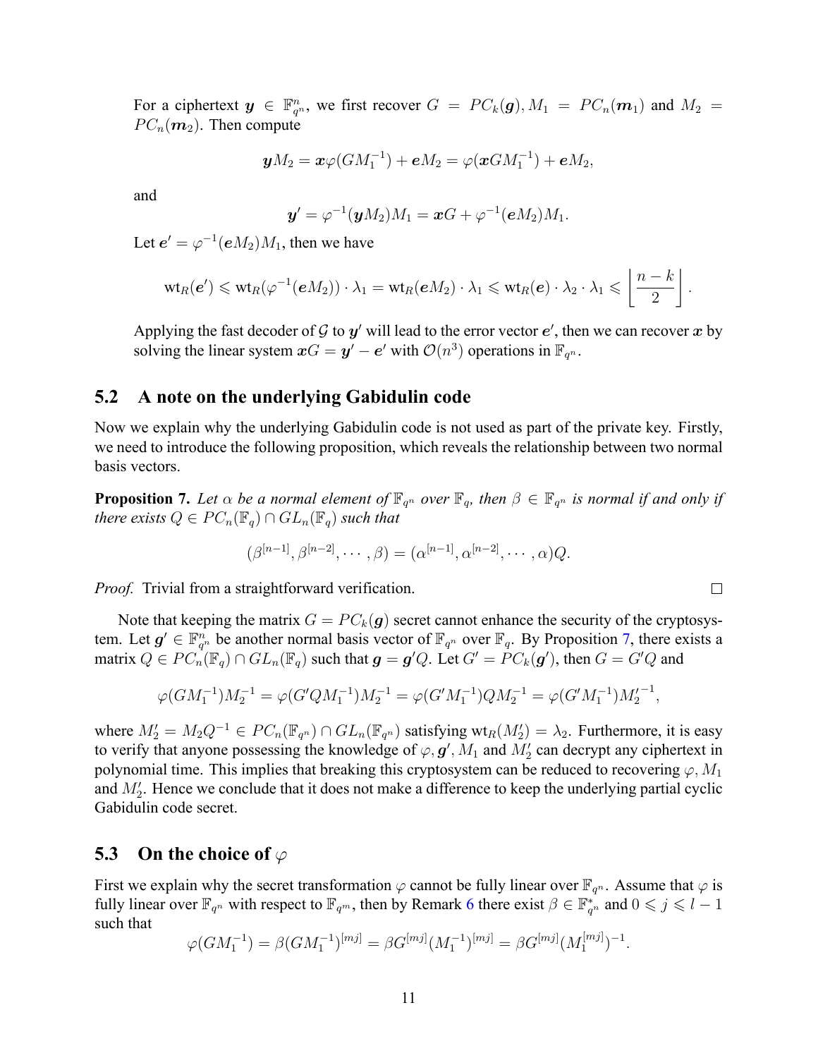For a ciphertext $\boldsymbol{y} \in \mathbb{F}_{q^n}^n$, we first recover $G = PC_k(\boldsymbol{g}), M_1 = PC_n(\boldsymbol{m}_1)$ and $M_2 = PC_n(\boldsymbol{m}_2)$. Then compute

$$\boldsymbol{y}M_2 = \boldsymbol{x}\varphi(GM_1^{-1}) + \boldsymbol{e}M_2 = \varphi(\boldsymbol{x}GM_1^{-1}) + \boldsymbol{e}M_2,$$

and

$$\boldsymbol{y}' = \varphi^{-1}(\boldsymbol{y}M_2)M_1 = \boldsymbol{x}G + \varphi^{-1}(\boldsymbol{e}M_2)M_1.$$

Let $\boldsymbol{e}' = \varphi^{-1}(\boldsymbol{e}M_2)M_1$, then we have

$$\mathrm{wt}_R(\boldsymbol{e}') \leqslant \mathrm{wt}_R(\varphi^{-1}(\boldsymbol{e}M_2)) \cdot \lambda_1 = \mathrm{wt}_R(\boldsymbol{e}M_2) \cdot \lambda_1 \leqslant \mathrm{wt}_R(\boldsymbol{e}) \cdot \lambda_2 \cdot \lambda_1 \leqslant \left\lfloor \frac{n-k}{2} \right\rfloor.$$

Applying the fast decoder of $\mathcal{G}$ to $\boldsymbol{y}'$ will lead to the error vector $\boldsymbol{e}'$, then we can recover $\boldsymbol{x}$ by solving the linear system $\boldsymbol{x}G = \boldsymbol{y}' - \boldsymbol{e}'$ with $\mathcal{O}(n^3)$ operations in $\mathbb{F}_{q^n}$.

## 5.2 A note on the underlying Gabidulin code

Now we explain why the underlying Gabidulin code is not used as part of the private key. Firstly, we need to introduce the following proposition, which reveals the relationship between two normal basis vectors.

**Proposition 7.** *Let $\alpha$ be a normal element of $\mathbb{F}_{q^n}$ over $\mathbb{F}_q$, then $\beta \in \mathbb{F}_{q^n}$ is normal if and only if there exists $Q \in PC_n(\mathbb{F}_q) \cap GL_n(\mathbb{F}_q)$ such that*

$$(\beta^{[n-1]}, \beta^{[n-2]}, \cdots, \beta) = (\alpha^{[n-1]}, \alpha^{[n-2]}, \cdots, \alpha)Q.$$

*Proof.* Trivial from a straightforward verification. □

Note that keeping the matrix $G = PC_k(\boldsymbol{g})$ secret cannot enhance the security of the cryptosystem. Let $\boldsymbol{g}' \in \mathbb{F}_{q^n}^n$ be another normal basis vector of $\mathbb{F}_{q^n}$ over $\mathbb{F}_q$. By Proposition 7, there exists a matrix $Q \in PC_n(\mathbb{F}_q) \cap GL_n(\mathbb{F}_q)$ such that $\boldsymbol{g} = \boldsymbol{g}'Q$. Let $G' = PC_k(\boldsymbol{g}')$, then $G = G'Q$ and

$$\varphi(GM_1^{-1})M_2^{-1} = \varphi(G'QM_1^{-1})M_2^{-1} = \varphi(G'M_1^{-1})QM_2^{-1} = \varphi(G'M_1^{-1}){M_2'}^{-1},$$

where $M_2' = M_2Q^{-1} \in PC_n(\mathbb{F}_{q^n}) \cap GL_n(\mathbb{F}_{q^n})$ satisfying $\mathrm{wt}_R(M_2') = \lambda_2$. Furthermore, it is easy to verify that anyone possessing the knowledge of $\varphi, \boldsymbol{g}', M_1$ and $M_2'$ can decrypt any ciphertext in polynomial time. This implies that breaking this cryptosystem can be reduced to recovering $\varphi, M_1$ and $M_2'$. Hence we conclude that it does not make a difference to keep the underlying partial cyclic Gabidulin code secret.

## 5.3 On the choice of $\varphi$

First we explain why the secret transformation $\varphi$ cannot be fully linear over $\mathbb{F}_{q^n}$. Assume that $\varphi$ is fully linear over $\mathbb{F}_{q^n}$ with respect to $\mathbb{F}_{q^m}$, then by Remark 6 there exist $\beta \in \mathbb{F}_{q^n}^*$ and $0 \leqslant j \leqslant l-1$ such that

$$\varphi(GM_1^{-1}) = \beta(GM_1^{-1})^{[mj]} = \beta G^{[mj]}(M_1^{-1})^{[mj]} = \beta G^{[mj]}(M_1^{[mj]})^{-1}.$$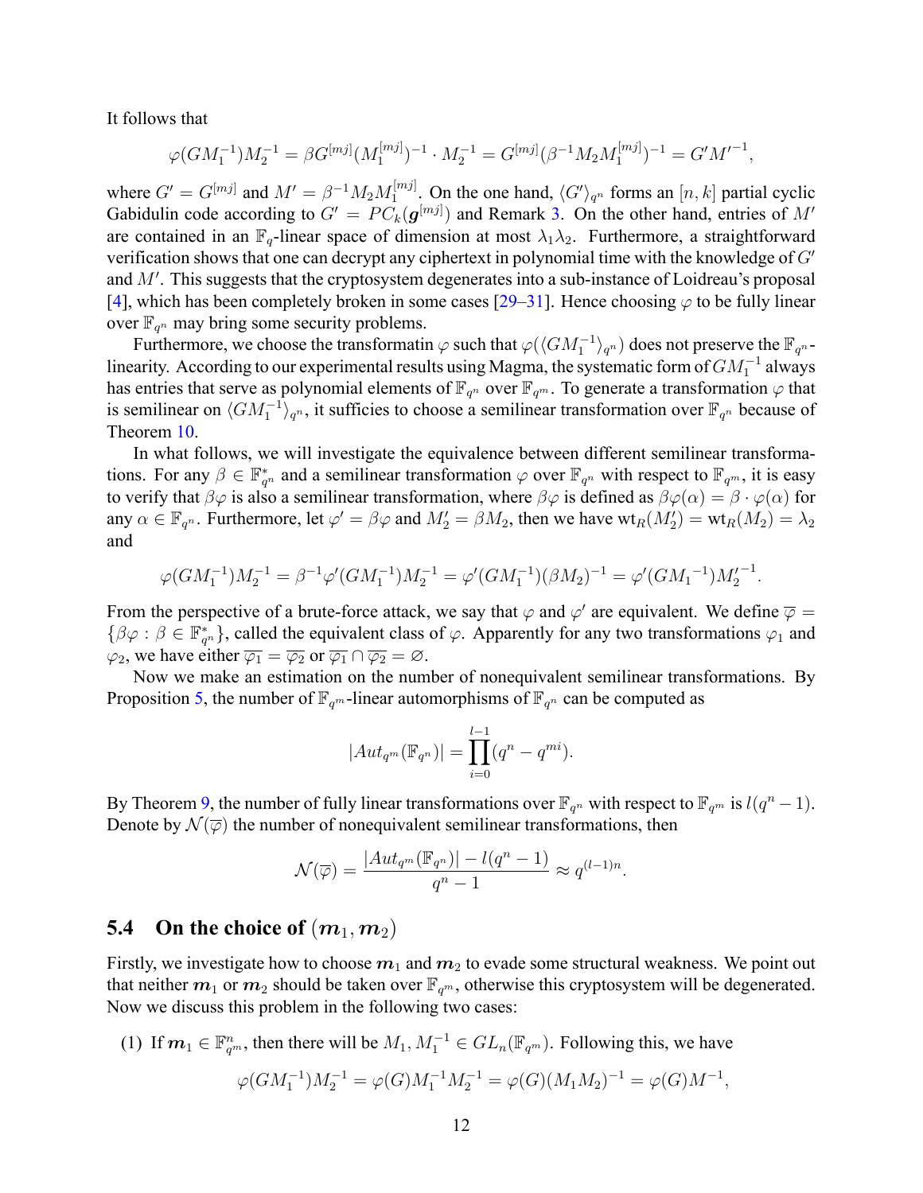It follows that

$$\varphi(GM_1^{-1})M_2^{-1} = \beta G^{[mj]}(M_1^{[mj]})^{-1} \cdot M_2^{-1} = G^{[mj]}(\beta^{-1}M_2M_1^{[mj]})^{-1} = G'M'^{-1},$$

where $G' = G^{[mj]}$ and $M' = \beta^{-1}M_2M_1^{[mj]}$. On the one hand, $\langle G'\rangle_{q^n}$ forms an $[n,k]$ partial cyclic Gabidulin code according to $G' = PC_k(\boldsymbol{g}^{[mj]})$ and Remark 3. On the other hand, entries of $M'$ are contained in an $\mathbb{F}_q$-linear space of dimension at most $\lambda_1\lambda_2$. Furthermore, a straightforward verification shows that one can decrypt any ciphertext in polynomial time with the knowledge of $G'$ and $M'$. This suggests that the cryptosystem degenerates into a sub-instance of Loidreau's proposal [4], which has been completely broken in some cases [29–31]. Hence choosing $\varphi$ to be fully linear over $\mathbb{F}_{q^n}$ may bring some security problems.

Furthermore, we choose the transformatin $\varphi$ such that $\varphi(\langle GM_1^{-1}\rangle_{q^n})$ does not preserve the $\mathbb{F}_{q^n}$-linearity. According to our experimental results using Magma, the systematic form of $GM_1^{-1}$ always has entries that serve as polynomial elements of $\mathbb{F}_{q^n}$ over $\mathbb{F}_{q^m}$. To generate a transformation $\varphi$ that is semilinear on $\langle GM_1^{-1}\rangle_{q^n}$, it suffices to choose a semilinear transformation over $\mathbb{F}_{q^n}$ because of Theorem 10.

In what follows, we will investigate the equivalence between different semilinear transformations. For any $\beta \in \mathbb{F}_{q^n}^*$ and a semilinear transformation $\varphi$ over $\mathbb{F}_{q^n}$ with respect to $\mathbb{F}_{q^m}$, it is easy to verify that $\beta\varphi$ is also a semilinear transformation, where $\beta\varphi$ is defined as $\beta\varphi(\alpha) = \beta \cdot \varphi(\alpha)$ for any $\alpha \in \mathbb{F}_{q^n}$. Furthermore, let $\varphi' = \beta\varphi$ and $M_2' = \beta M_2$, then we have $\text{wt}_R(M_2') = \text{wt}_R(M_2) = \lambda_2$ and

$$\varphi(GM_1^{-1})M_2^{-1} = \beta^{-1}\varphi'(GM_1^{-1})M_2^{-1} = \varphi'(GM_1^{-1})(\beta M_2)^{-1} = \varphi'(GM_1{}^{-1})M_2'^{-1}.$$

From the perspective of a brute-force attack, we say that $\varphi$ and $\varphi'$ are equivalent. We define $\overline{\varphi} = \{\beta\varphi : \beta \in \mathbb{F}_{q^n}^*\}$, called the equivalent class of $\varphi$. Apparently for any two transformations $\varphi_1$ and $\varphi_2$, we have either $\overline{\varphi_1} = \overline{\varphi_2}$ or $\overline{\varphi_1} \cap \overline{\varphi_2} = \varnothing$.

Now we make an estimation on the number of nonequivalent semilinear transformations. By Proposition 5, the number of $\mathbb{F}_{q^m}$-linear automorphisms of $\mathbb{F}_{q^n}$ can be computed as

$$|Aut_{q^m}(\mathbb{F}_{q^n})| = \prod_{i=0}^{l-1}(q^n - q^{mi}).$$

By Theorem 9, the number of fully linear transformations over $\mathbb{F}_{q^n}$ with respect to $\mathbb{F}_{q^m}$ is $l(q^n - 1)$. Denote by $\mathcal{N}(\overline{\varphi})$ the number of nonequivalent semilinear transformations, then

$$\mathcal{N}(\overline{\varphi}) = \frac{|Aut_{q^m}(\mathbb{F}_{q^n})| - l(q^n - 1)}{q^n - 1} \approx q^{(l-1)n}.$$

### 5.4 On the choice of $(\boldsymbol{m}_1, \boldsymbol{m}_2)$

Firstly, we investigate how to choose $\boldsymbol{m}_1$ and $\boldsymbol{m}_2$ to evade some structural weakness. We point out that neither $\boldsymbol{m}_1$ or $\boldsymbol{m}_2$ should be taken over $\mathbb{F}_{q^m}$, otherwise this cryptosystem will be degenerated. Now we discuss this problem in the following two cases:

(1) If $\boldsymbol{m}_1 \in \mathbb{F}_{q^m}^n$, then there will be $M_1, M_1^{-1} \in GL_n(\mathbb{F}_{q^m})$. Following this, we have

$$\varphi(GM_1^{-1})M_2^{-1} = \varphi(G)M_1^{-1}M_2^{-1} = \varphi(G)(M_1M_2)^{-1} = \varphi(G)M^{-1},$$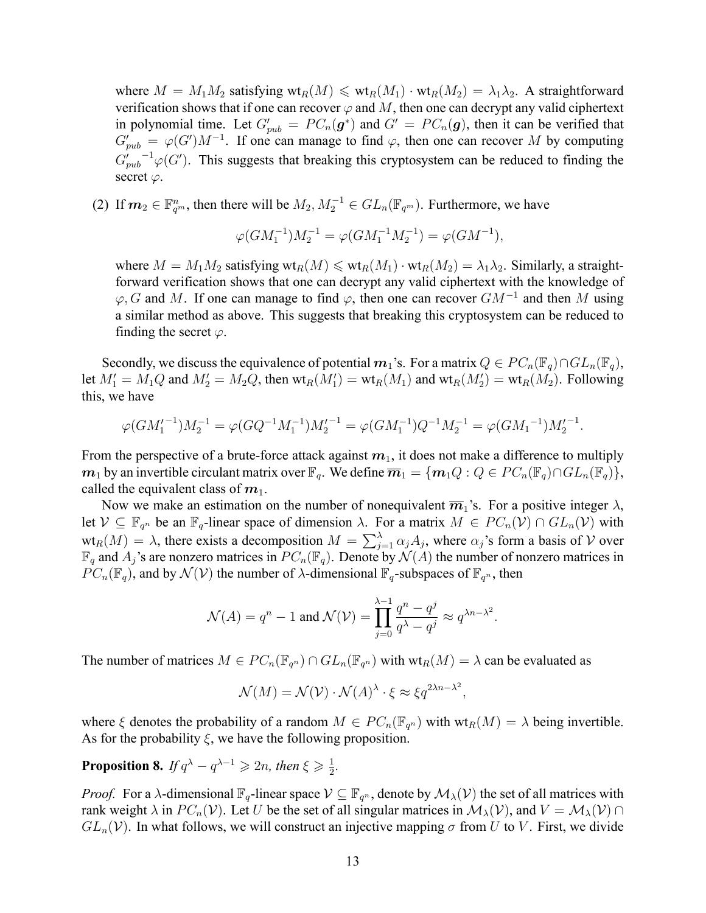where $M = M_1 M_2$ satisfying $\text{wt}_R(M) \leqslant \text{wt}_R(M_1) \cdot \text{wt}_R(M_2) = \lambda_1\lambda_2$. A straightforward verification shows that if one can recover $\varphi$ and $M$, then one can decrypt any valid ciphertext in polynomial time. Let $G'_{pub} = PC_n(\boldsymbol{g}^*)$ and $G' = PC_n(\boldsymbol{g})$, then it can be verified that $G'_{pub} = \varphi(G')M^{-1}$. If one can manage to find $\varphi$, then one can recover $M$ by computing ${G'_{pub}}^{-1}\varphi(G')$. This suggests that breaking this cryptosystem can be reduced to finding the secret $\varphi$.

(2) If $\boldsymbol{m}_2 \in \mathbb{F}_{q^m}^n$, then there will be $M_2, M_2^{-1} \in GL_n(\mathbb{F}_{q^m})$. Furthermore, we have

$$\varphi(GM_1^{-1})M_2^{-1} = \varphi(GM_1^{-1}M_2^{-1}) = \varphi(GM^{-1}),$$

where $M = M_1 M_2$ satisfying $\text{wt}_R(M) \leqslant \text{wt}_R(M_1) \cdot \text{wt}_R(M_2) = \lambda_1\lambda_2$. Similarly, a straightforward verification shows that one can decrypt any valid ciphertext with the knowledge of $\varphi, G$ and $M$. If one can manage to find $\varphi$, then one can recover $GM^{-1}$ and then $M$ using a similar method as above. This suggests that breaking this cryptosystem can be reduced to finding the secret $\varphi$.

Secondly, we discuss the equivalence of potential $\boldsymbol{m}_1$'s. For a matrix $Q \in PC_n(\mathbb{F}_q) \cap GL_n(\mathbb{F}_q)$, let $M'_1 = M_1 Q$ and $M'_2 = M_2 Q$, then $\text{wt}_R(M'_1) = \text{wt}_R(M_1)$ and $\text{wt}_R(M'_2) = \text{wt}_R(M_2)$. Following this, we have

$$\varphi(G{M'_1}^{-1})M_2^{-1} = \varphi(GQ^{-1}M_1^{-1}){M'_2}^{-1} = \varphi(GM_1^{-1})Q^{-1}M_2^{-1} = \varphi(G{M_1}^{-1}){M'_2}^{-1}.$$

From the perspective of a brute-force attack against $\boldsymbol{m}_1$, it does not make a difference to multiply $\boldsymbol{m}_1$ by an invertible circulant matrix over $\mathbb{F}_q$. We define $\overline{\boldsymbol{m}}_1 = \{\boldsymbol{m}_1 Q : Q \in PC_n(\mathbb{F}_q) \cap GL_n(\mathbb{F}_q)\}$, called the equivalent class of $\boldsymbol{m}_1$.

Now we make an estimation on the number of nonequivalent $\overline{\boldsymbol{m}}_1$'s. For a positive integer $\lambda$, let $\mathcal{V} \subseteq \mathbb{F}_{q^n}$ be an $\mathbb{F}_q$-linear space of dimension $\lambda$. For a matrix $M \in PC_n(\mathcal{V}) \cap GL_n(\mathcal{V})$ with $\text{wt}_R(M) = \lambda$, there exists a decomposition $M = \sum_{j=1}^{\lambda} \alpha_j A_j$, where $\alpha_j$'s form a basis of $\mathcal{V}$ over $\mathbb{F}_q$ and $A_j$'s are nonzero matrices in $PC_n(\mathbb{F}_q)$. Denote by $\mathcal{N}(A)$ the number of nonzero matrices in $PC_n(\mathbb{F}_q)$, and by $\mathcal{N}(\mathcal{V})$ the number of $\lambda$-dimensional $\mathbb{F}_q$-subspaces of $\mathbb{F}_{q^n}$, then

$$\mathcal{N}(A) = q^n - 1 \text{ and } \mathcal{N}(\mathcal{V}) = \prod_{j=0}^{\lambda-1} \frac{q^n - q^j}{q^\lambda - q^j} \approx q^{\lambda n - \lambda^2}.$$

The number of matrices $M \in PC_n(\mathbb{F}_{q^n}) \cap GL_n(\mathbb{F}_{q^n})$ with $\text{wt}_R(M) = \lambda$ can be evaluated as

$$\mathcal{N}(M) = \mathcal{N}(\mathcal{V}) \cdot \mathcal{N}(A)^\lambda \cdot \xi \approx \xi q^{2\lambda n - \lambda^2},$$

where $\xi$ denotes the probability of a random $M \in PC_n(\mathbb{F}_{q^n})$ with $\text{wt}_R(M) = \lambda$ being invertible. As for the probability $\xi$, we have the following proposition.

**Proposition 8.** *If $q^\lambda - q^{\lambda-1} \geqslant 2n$, then $\xi \geqslant \frac{1}{2}$.*

*Proof.* For a $\lambda$-dimensional $\mathbb{F}_q$-linear space $\mathcal{V} \subseteq \mathbb{F}_{q^n}$, denote by $\mathcal{M}_\lambda(\mathcal{V})$ the set of all matrices with rank weight $\lambda$ in $PC_n(\mathcal{V})$. Let $U$ be the set of all singular matrices in $\mathcal{M}_\lambda(\mathcal{V})$, and $V = \mathcal{M}_\lambda(\mathcal{V}) \cap GL_n(\mathcal{V})$. In what follows, we will construct an injective mapping $\sigma$ from $U$ to $V$. First, we divide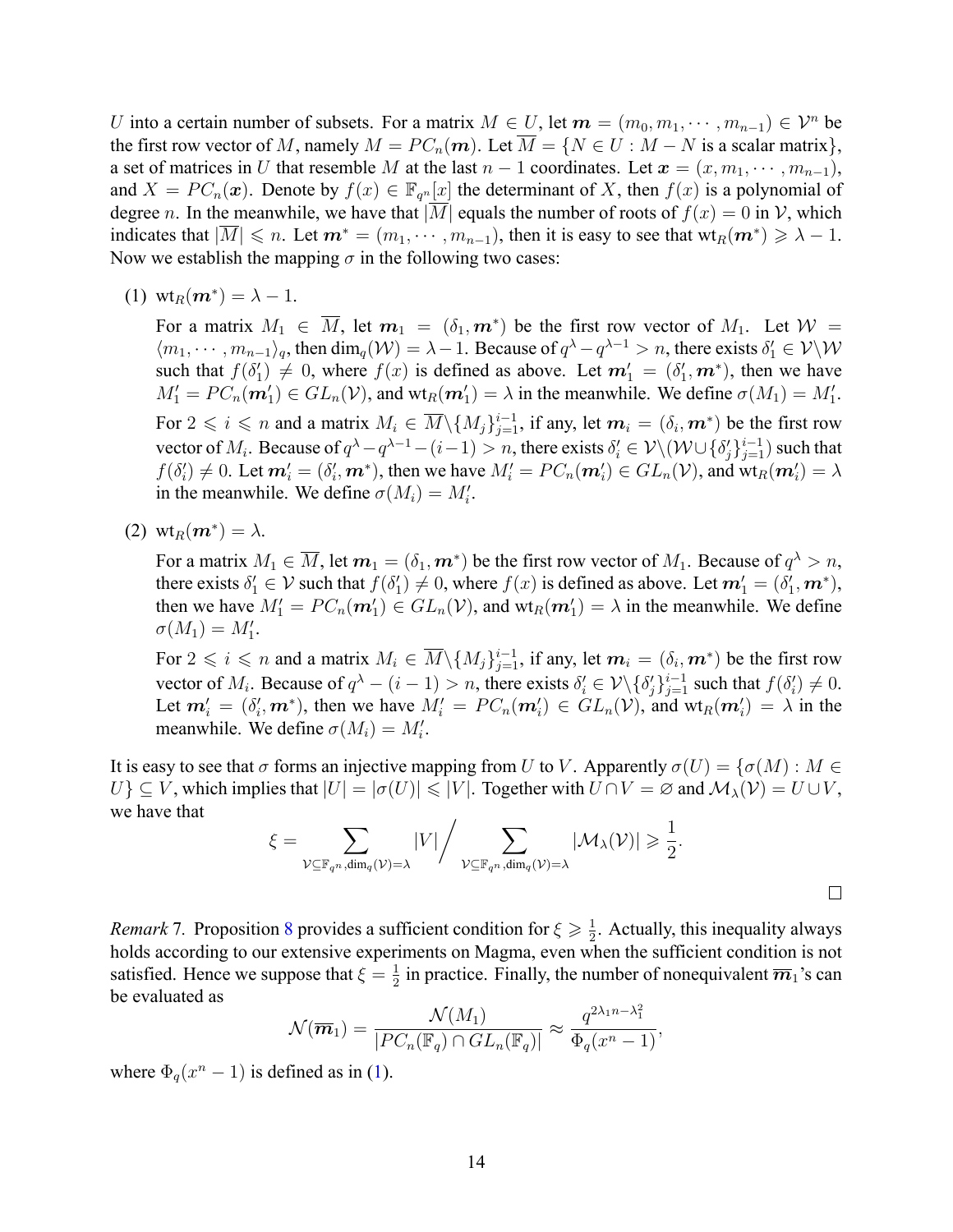$U$ into a certain number of subsets. For a matrix $M \in U$, let $\boldsymbol{m} = (m_0, m_1, \cdots, m_{n-1}) \in \mathcal{V}^n$ be the first row vector of $M$, namely $M = PC_n(\boldsymbol{m})$. Let $\overline{M} = \{N \in U : M - N \text{ is a scalar matrix}\}$, a set of matrices in $U$ that resemble $M$ at the last $n-1$ coordinates. Let $\boldsymbol{x} = (x, m_1, \cdots, m_{n-1})$, and $X = PC_n(\boldsymbol{x})$. Denote by $f(x) \in \mathbb{F}_{q^n}[x]$ the determinant of $X$, then $f(x)$ is a polynomial of degree $n$. In the meanwhile, we have that $|\overline{M}|$ equals the number of roots of $f(x) = 0$ in $\mathcal{V}$, which indicates that $|\overline{M}| \leqslant n$. Let $\boldsymbol{m}^* = (m_1, \cdots, m_{n-1})$, then it is easy to see that $\mathrm{wt}_R(\boldsymbol{m}^*) \geqslant \lambda - 1$. Now we establish the mapping $\sigma$ in the following two cases:

(1) $\mathrm{wt}_R(\boldsymbol{m}^*) = \lambda - 1$.

For a matrix $M_1 \in \overline{M}$, let $\boldsymbol{m}_1 = (\delta_1, \boldsymbol{m}^*)$ be the first row vector of $M_1$. Let $\mathcal{W} = \langle m_1, \cdots, m_{n-1}\rangle_q$, then $\dim_q(\mathcal{W}) = \lambda - 1$. Because of $q^\lambda - q^{\lambda-1} > n$, there exists $\delta_1' \in \mathcal{V}\backslash\mathcal{W}$ such that $f(\delta_1') \neq 0$, where $f(x)$ is defined as above. Let $\boldsymbol{m}_1' = (\delta_1', \boldsymbol{m}^*)$, then we have $M_1' = PC_n(\boldsymbol{m}_1') \in GL_n(\mathcal{V})$, and $\mathrm{wt}_R(\boldsymbol{m}_1') = \lambda$ in the meanwhile. We define $\sigma(M_1) = M_1'$.

For $2 \leqslant i \leqslant n$ and a matrix $M_i \in \overline{M}\backslash\{M_j\}_{j=1}^{i-1}$, if any, let $\boldsymbol{m}_i = (\delta_i, \boldsymbol{m}^*)$ be the first row vector of $M_i$. Because of $q^\lambda - q^{\lambda-1} - (i-1) > n$, there exists $\delta_i' \in \mathcal{V}\backslash(\mathcal{W} \cup \{\delta_j'\}_{j=1}^{i-1})$ such that $f(\delta_i') \neq 0$. Let $\boldsymbol{m}_i' = (\delta_i', \boldsymbol{m}^*)$, then we have $M_i' = PC_n(\boldsymbol{m}_i') \in GL_n(\mathcal{V})$, and $\mathrm{wt}_R(\boldsymbol{m}_i') = \lambda$ in the meanwhile. We define $\sigma(M_i) = M_i'$.

(2) $\mathrm{wt}_R(\boldsymbol{m}^*) = \lambda$.

For a matrix $M_1 \in \overline{M}$, let $\boldsymbol{m}_1 = (\delta_1, \boldsymbol{m}^*)$ be the first row vector of $M_1$. Because of $q^\lambda > n$, there exists $\delta_1' \in \mathcal{V}$ such that $f(\delta_1') \neq 0$, where $f(x)$ is defined as above. Let $\boldsymbol{m}_1' = (\delta_1', \boldsymbol{m}^*)$, then we have $M_1' = PC_n(\boldsymbol{m}_1') \in GL_n(\mathcal{V})$, and $\mathrm{wt}_R(\boldsymbol{m}_1') = \lambda$ in the meanwhile. We define $\sigma(M_1) = M_1'$.

For $2 \leqslant i \leqslant n$ and a matrix $M_i \in \overline{M}\backslash\{M_j\}_{j=1}^{i-1}$, if any, let $\boldsymbol{m}_i = (\delta_i, \boldsymbol{m}^*)$ be the first row vector of $M_i$. Because of $q^\lambda - (i-1) > n$, there exists $\delta_i' \in \mathcal{V}\backslash\{\delta_j'\}_{j=1}^{i-1}$ such that $f(\delta_i') \neq 0$. Let $\boldsymbol{m}_i' = (\delta_i', \boldsymbol{m}^*)$, then we have $M_i' = PC_n(\boldsymbol{m}_i') \in GL_n(\mathcal{V})$, and $\mathrm{wt}_R(\boldsymbol{m}_i') = \lambda$ in the meanwhile. We define $\sigma(M_i) = M_i'$.

It is easy to see that $\sigma$ forms an injective mapping from $U$ to $V$. Apparently $\sigma(U) = \{\sigma(M) : M \in U\} \subseteq V$, which implies that $|U| = |\sigma(U)| \leqslant |V|$. Together with $U \cap V = \varnothing$ and $\mathcal{M}_\lambda(\mathcal{V}) = U \cup V$, we have that

$$\xi = \sum_{\mathcal{V} \subseteq \mathbb{F}_{q^n}, \dim_q(\mathcal{V}) = \lambda} |V| \Big/ \sum_{\mathcal{V} \subseteq \mathbb{F}_{q^n}, \dim_q(\mathcal{V}) = \lambda} |\mathcal{M}_\lambda(\mathcal{V})| \geqslant \frac{1}{2}.$$

□

*Remark* 7. Proposition 8 provides a sufficient condition for $\xi \geqslant \frac{1}{2}$. Actually, this inequality always holds according to our extensive experiments on Magma, even when the sufficient condition is not satisfied. Hence we suppose that $\xi = \frac{1}{2}$ in practice. Finally, the number of nonequivalent $\overline{\boldsymbol{m}}_1$'s can be evaluated as

$$\mathcal{N}(\overline{\boldsymbol{m}}_1) = \frac{\mathcal{N}(M_1)}{|PC_n(\mathbb{F}_q) \cap GL_n(\mathbb{F}_q)|} \approx \frac{q^{2\lambda_1 n - \lambda_1^2}}{\Phi_q(x^n - 1)},$$

where $\Phi_q(x^n - 1)$ is defined as in (1).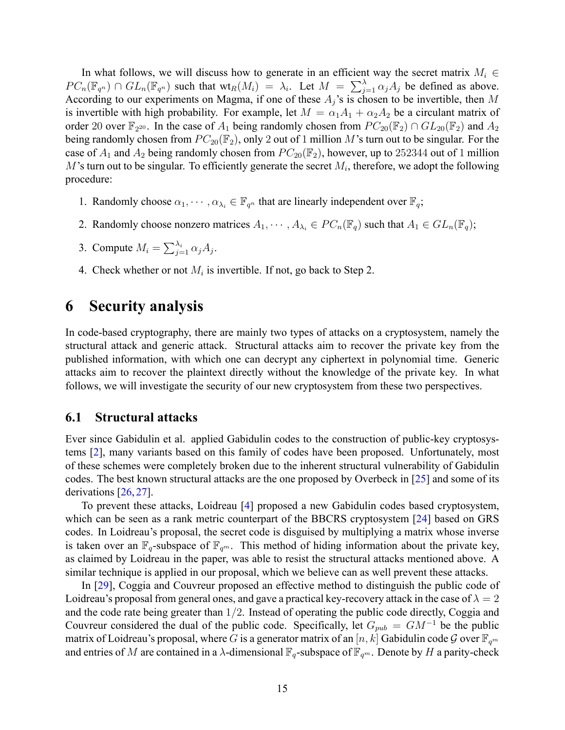In what follows, we will discuss how to generate in an efficient way the secret matrix $M_i \in PC_n(\mathbb{F}_{q^n}) \cap GL_n(\mathbb{F}_{q^n})$ such that $\text{wt}_R(M_i) = \lambda_i$. Let $M = \sum_{j=1}^{\lambda} \alpha_j A_j$ be defined as above. According to our experiments on Magma, if one of these $A_j$'s is chosen to be invertible, then $M$ is invertible with high probability. For example, let $M = \alpha_1 A_1 + \alpha_2 A_2$ be a circulant matrix of order 20 over $\mathbb{F}_{2^{20}}$. In the case of $A_1$ being randomly chosen from $PC_{20}(\mathbb{F}_2) \cap GL_{20}(\mathbb{F}_2)$ and $A_2$ being randomly chosen from $PC_{20}(\mathbb{F}_2)$, only 2 out of 1 million $M$'s turn out to be singular. For the case of $A_1$ and $A_2$ being randomly chosen from $PC_{20}(\mathbb{F}_2)$, however, up to 252344 out of 1 million $M$'s turn out to be singular. To efficiently generate the secret $M_i$, therefore, we adopt the following procedure:

1. Randomly choose $\alpha_1, \cdots, \alpha_{\lambda_i} \in \mathbb{F}_{q^n}$ that are linearly independent over $\mathbb{F}_q$;
2. Randomly choose nonzero matrices $A_1, \cdots, A_{\lambda_i} \in PC_n(\mathbb{F}_q)$ such that $A_1 \in GL_n(\mathbb{F}_q)$;
3. Compute $M_i = \sum_{j=1}^{\lambda_i} \alpha_j A_j$.
4. Check whether or not $M_i$ is invertible. If not, go back to Step 2.

# 6 Security analysis

In code-based cryptography, there are mainly two types of attacks on a cryptosystem, namely the structural attack and generic attack. Structural attacks aim to recover the private key from the published information, with which one can decrypt any ciphertext in polynomial time. Generic attacks aim to recover the plaintext directly without the knowledge of the private key. In what follows, we will investigate the security of our new cryptosystem from these two perspectives.

## 6.1 Structural attacks

Ever since Gabidulin et al. applied Gabidulin codes to the construction of public-key cryptosystems [2], many variants based on this family of codes have been proposed. Unfortunately, most of these schemes were completely broken due to the inherent structural vulnerability of Gabidulin codes. The best known structural attacks are the one proposed by Overbeck in [25] and some of its derivations [26, 27].

To prevent these attacks, Loidreau [4] proposed a new Gabidulin codes based cryptosystem, which can be seen as a rank metric counterpart of the BBCRS cryptosystem [24] based on GRS codes. In Loidreau's proposal, the secret code is disguised by multiplying a matrix whose inverse is taken over an $\mathbb{F}_q$-subspace of $\mathbb{F}_{q^m}$. This method of hiding information about the private key, as claimed by Loidreau in the paper, was able to resist the structural attacks mentioned above. A similar technique is applied in our proposal, which we believe can as well prevent these attacks.

In [29], Coggia and Couvreur proposed an effective method to distinguish the public code of Loidreau's proposal from general ones, and gave a practical key-recovery attack in the case of $\lambda = 2$ and the code rate being greater than $1/2$. Instead of operating the public code directly, Coggia and Couvreur considered the dual of the public code. Specifically, let $G_{pub} = GM^{-1}$ be the public matrix of Loidreau's proposal, where $G$ is a generator matrix of an $[n, k]$ Gabidulin code $\mathcal{G}$ over $\mathbb{F}_{q^m}$ and entries of $M$ are contained in a $\lambda$-dimensional $\mathbb{F}_q$-subspace of $\mathbb{F}_{q^m}$. Denote by $H$ a parity-check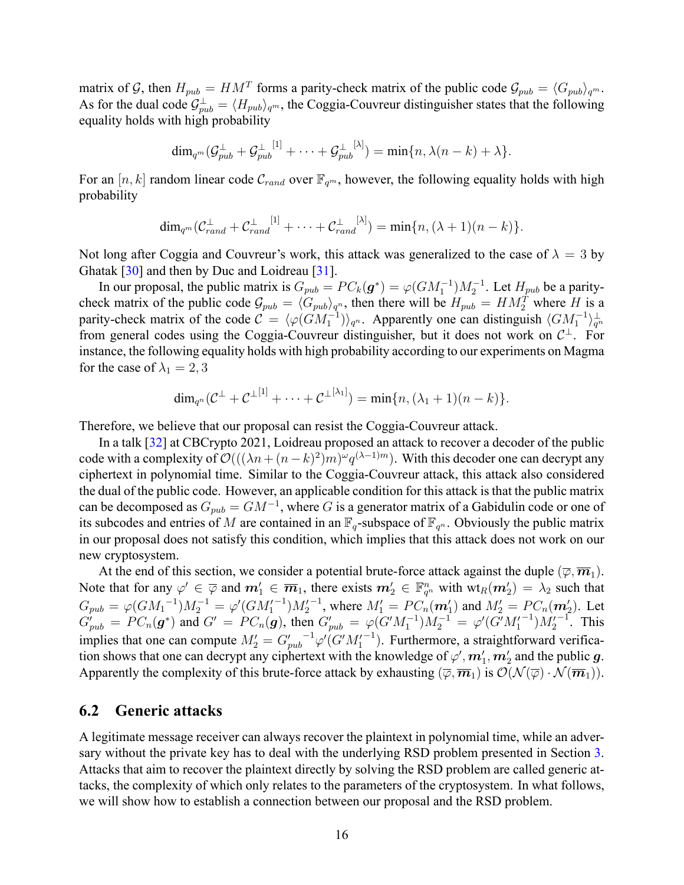matrix of $\mathcal{G}$, then $H_{pub} = HM^T$ forms a parity-check matrix of the public code $\mathcal{G}_{pub} = \langle G_{pub} \rangle_{q^m}$. As for the dual code $\mathcal{G}_{pub}^{\perp} = \langle H_{pub} \rangle_{q^m}$, the Coggia-Couvreur distinguisher states that the following equality holds with high probability

$$\dim_{q^m}(\mathcal{G}_{pub}^{\perp} + {\mathcal{G}_{pub}^{\perp}}^{[1]} + \cdots + {\mathcal{G}_{pub}^{\perp}}^{[\lambda]}) = \min\{n, \lambda(n-k) + \lambda\}.$$

For an $[n, k]$ random linear code $\mathcal{C}_{rand}$ over $\mathbb{F}_{q^m}$, however, the following equality holds with high probability

$$\dim_{q^m}(\mathcal{C}_{rand}^{\perp} + {\mathcal{C}_{rand}^{\perp}}^{[1]} + \cdots + {\mathcal{C}_{rand}^{\perp}}^{[\lambda]}) = \min\{n, (\lambda+1)(n-k)\}.$$

Not long after Coggia and Couvreur's work, this attack was generalized to the case of $\lambda = 3$ by Ghatak [30] and then by Duc and Loidreau [31].

In our proposal, the public matrix is $G_{pub} = PC_k(\boldsymbol{g}^*) = \varphi(GM_1^{-1})M_2^{-1}$. Let $H_{pub}$ be a parity-check matrix of the public code $\mathcal{G}_{pub} = \langle G_{pub} \rangle_{q^n}$, then there will be $H_{pub} = HM_2^T$ where $H$ is a parity-check matrix of the code $\mathcal{C} = \langle \varphi(GM_1^{-1}) \rangle_{q^n}$. Apparently one can distinguish $\langle GM_1^{-1} \rangle_{q^n}^{\perp}$ from general codes using the Coggia-Couvreur distinguisher, but it does not work on $\mathcal{C}^{\perp}$. For instance, the following equality holds with high probability according to our experiments on Magma for the case of $\lambda_1 = 2, 3$

$$\dim_{q^n}(\mathcal{C}^{\perp} + \mathcal{C}^{\perp [1]} + \cdots + \mathcal{C}^{\perp [\lambda_1]}) = \min\{n, (\lambda_1 + 1)(n-k)\}.$$

Therefore, we believe that our proposal can resist the Coggia-Couvreur attack.

In a talk [32] at CBCrypto 2021, Loidreau proposed an attack to recover a decoder of the public code with a complexity of $\mathcal{O}(((\lambda n + (n-k)^2)m)^{\omega} q^{(\lambda-1)m})$. With this decoder one can decrypt any ciphertext in polynomial time. Similar to the Coggia-Couvreur attack, this attack also considered the dual of the public code. However, an applicable condition for this attack is that the public matrix can be decomposed as $G_{pub} = GM^{-1}$, where $G$ is a generator matrix of a Gabidulin code or one of its subcodes and entries of $M$ are contained in an $\mathbb{F}_q$-subspace of $\mathbb{F}_{q^n}$. Obviously the public matrix in our proposal does not satisfy this condition, which implies that this attack does not work on our new cryptosystem.

At the end of this section, we consider a potential brute-force attack against the duple $(\overline{\varphi}, \overline{\boldsymbol{m}}_1)$. Note that for any $\varphi' \in \overline{\varphi}$ and $\boldsymbol{m}_1' \in \overline{\boldsymbol{m}}_1$, there exists $\boldsymbol{m}_2' \in \mathbb{F}_{q^n}^n$ with $\mathrm{wt}_R(\boldsymbol{m}_2') = \lambda_2$ such that $G_{pub} = \varphi(GM_1^{-1})M_2^{-1} = \varphi'(GM_1'^{-1})M_2'^{-1}$, where $M_1' = PC_n(\boldsymbol{m}_1')$ and $M_2' = PC_n(\boldsymbol{m}_2')$. Let $G_{pub}' = PC_n(\boldsymbol{g}^*)$ and $G' = PC_n(\boldsymbol{g})$, then $G_{pub}' = \varphi(G'M_1^{-1})M_2^{-1} = \varphi'(G'M_1'^{-1})M_2'^{-1}$. This implies that one can compute $M_2' = {G_{pub}'}^{-1}\varphi'(G'M_1'^{-1})$. Furthermore, a straightforward verification shows that one can decrypt any ciphertext with the knowledge of $\varphi', \boldsymbol{m}_1', \boldsymbol{m}_2'$ and the public $\boldsymbol{g}$. Apparently the complexity of this brute-force attack by exhausting $(\overline{\varphi}, \overline{\boldsymbol{m}}_1)$ is $\mathcal{O}(\mathcal{N}(\overline{\varphi}) \cdot \mathcal{N}(\overline{\boldsymbol{m}}_1))$.

## 6.2 Generic attacks

A legitimate message receiver can always recover the plaintext in polynomial time, while an adversary without the private key has to deal with the underlying RSD problem presented in Section 3. Attacks that aim to recover the plaintext directly by solving the RSD problem are called generic attacks, the complexity of which only relates to the parameters of the cryptosystem. In what follows, we will show how to establish a connection between our proposal and the RSD problem.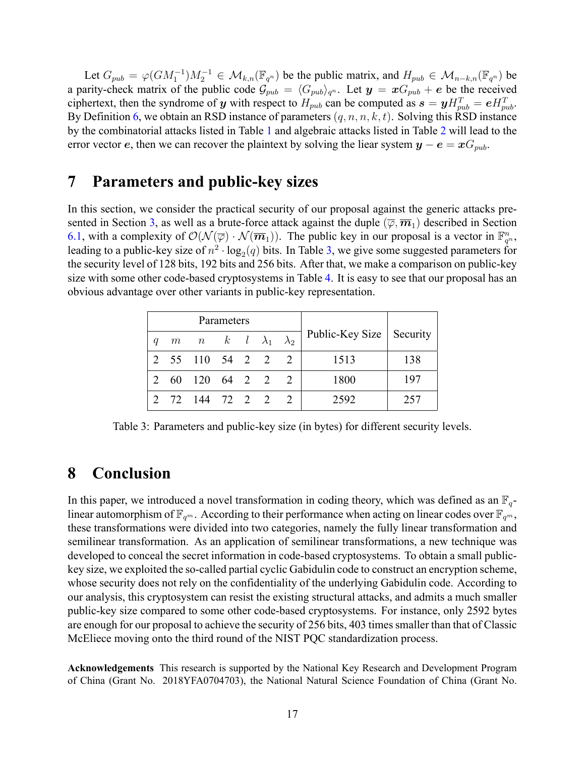Let $G_{pub} = \varphi(GM_1^{-1})M_2^{-1} \in \mathcal{M}_{k,n}(\mathbb{F}_{q^n})$ be the public matrix, and $H_{pub} \in \mathcal{M}_{n-k,n}(\mathbb{F}_{q^n})$ be a parity-check matrix of the public code $\mathcal{G}_{pub} = \langle G_{pub} \rangle_{q^n}$. Let $\boldsymbol{y} = \boldsymbol{x}G_{pub} + \boldsymbol{e}$ be the received ciphertext, then the syndrome of $\boldsymbol{y}$ with respect to $H_{pub}$ can be computed as $\boldsymbol{s} = \boldsymbol{y}H_{pub}^T = \boldsymbol{e}H_{pub}^T$. By Definition 6, we obtain an RSD instance of parameters $(q, n, n, k, t)$. Solving this RSD instance by the combinatorial attacks listed in Table 1 and algebraic attacks listed in Table 2 will lead to the error vector $\boldsymbol{e}$, then we can recover the plaintext by solving the liear system $\boldsymbol{y} - \boldsymbol{e} = \boldsymbol{x}G_{pub}$.

# 7 Parameters and public-key sizes

In this section, we consider the practical security of our proposal against the generic attacks presented in Section 3, as well as a brute-force attack against the duple $(\overline{\varphi}, \overline{\boldsymbol{m}}_1)$ described in Section 6.1, with a complexity of $\mathcal{O}(\mathcal{N}(\overline{\varphi}) \cdot \mathcal{N}(\overline{\boldsymbol{m}}_1))$. The public key in our proposal is a vector in $\mathbb{F}_{q^n}^n$, leading to a public-key size of $n^2 \cdot \log_2(q)$ bits. In Table 3, we give some suggested parameters for the security level of 128 bits, 192 bits and 256 bits. After that, we make a comparison on public-key size with some other code-based cryptosystems in Table 4. It is easy to see that our proposal has an obvious advantage over other variants in public-key representation.

| Parameters | | | | | | | Public-Key Size | Security |
|---|---|---|---|---|---|---|---|---|
| $q$ | $m$ | $n$ | $k$ | $l$ | $\lambda_1$ | $\lambda_2$ | | |
| 2 | 55 | 110 | 54 | 2 | 2 | 2 | 1513 | 138 |
| 2 | 60 | 120 | 64 | 2 | 2 | 2 | 1800 | 197 |
| 2 | 72 | 144 | 72 | 2 | 2 | 2 | 2592 | 257 |

Table 3: Parameters and public-key size (in bytes) for different security levels.

# 8 Conclusion

In this paper, we introduced a novel transformation in coding theory, which was defined as an $\mathbb{F}_q$-linear automorphism of $\mathbb{F}_{q^m}$. According to their performance when acting on linear codes over $\mathbb{F}_{q^m}$, these transformations were divided into two categories, namely the fully linear transformation and semilinear transformation. As an application of semilinear transformations, a new technique was developed to conceal the secret information in code-based cryptosystems. To obtain a small public-key size, we exploited the so-called partial cyclic Gabidulin code to construct an encryption scheme, whose security does not rely on the confidentiality of the underlying Gabidulin code. According to our analysis, this cryptosystem can resist the existing structural attacks, and admits a much smaller public-key size compared to some other code-based cryptosystems. For instance, only 2592 bytes are enough for our proposal to achieve the security of 256 bits, 403 times smaller than that of Classic McEliece moving onto the third round of the NIST PQC standardization process.

**Acknowledgements** This research is supported by the National Key Research and Development Program of China (Grant No. 2018YFA0704703), the National Natural Science Foundation of China (Grant No.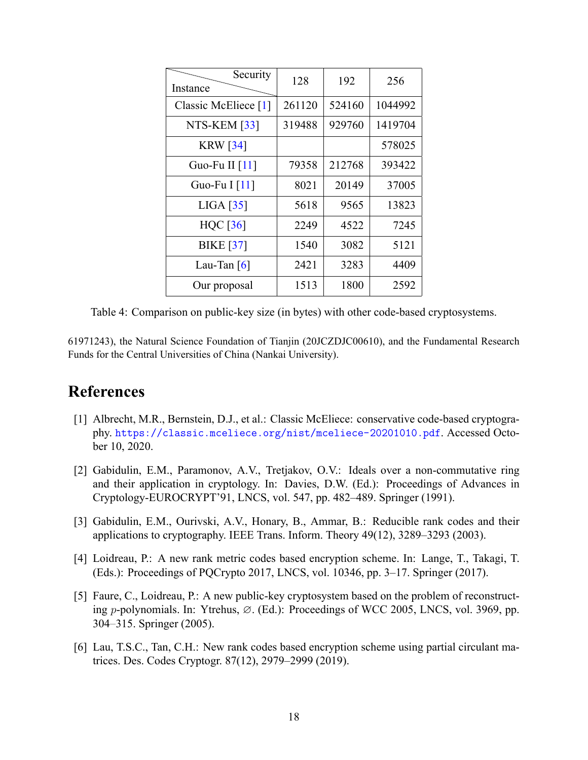| Instance \ Security | 128 | 192 | 256 |
|---|---|---|---|
| Classic McEliece [1] | 261120 | 524160 | 1044992 |
| NTS-KEM [33] | 319488 | 929760 | 1419704 |
| KRW [34] | | | 578025 |
| Guo-Fu II [11] | 79358 | 212768 | 393422 |
| Guo-Fu I [11] | 8021 | 20149 | 37005 |
| LIGA [35] | 5618 | 9565 | 13823 |
| HQC [36] | 2249 | 4522 | 7245 |
| BIKE [37] | 1540 | 3082 | 5121 |
| Lau-Tan [6] | 2421 | 3283 | 4409 |
| Our proposal | 1513 | 1800 | 2592 |

Table 4: Comparison on public-key size (in bytes) with other code-based cryptosystems.

61971243), the Natural Science Foundation of Tianjin (20JCZDJC00610), and the Fundamental Research Funds for the Central Universities of China (Nankai University).

## References

[1] Albrecht, M.R., Bernstein, D.J., et al.: Classic McEliece: conservative code-based cryptography. https://classic.mceliece.org/nist/mceliece-20201010.pdf. Accessed October 10, 2020.

[2] Gabidulin, E.M., Paramonov, A.V., Tretjakov, O.V.: Ideals over a non-commutative ring and their application in cryptology. In: Davies, D.W. (Ed.): Proceedings of Advances in Cryptology-EUROCRYPT'91, LNCS, vol. 547, pp. 482–489. Springer (1991).

[3] Gabidulin, E.M., Ourivski, A.V., Honary, B., Ammar, B.: Reducible rank codes and their applications to cryptography. IEEE Trans. Inform. Theory 49(12), 3289–3293 (2003).

[4] Loidreau, P.: A new rank metric codes based encryption scheme. In: Lange, T., Takagi, T. (Eds.): Proceedings of PQCrypto 2017, LNCS, vol. 10346, pp. 3–17. Springer (2017).

[5] Faure, C., Loidreau, P.: A new public-key cryptosystem based on the problem of reconstructing $p$-polynomials. In: Ytrehus, $\varnothing$. (Ed.): Proceedings of WCC 2005, LNCS, vol. 3969, pp. 304–315. Springer (2005).

[6] Lau, T.S.C., Tan, C.H.: New rank codes based encryption scheme using partial circulant matrices. Des. Codes Cryptogr. 87(12), 2979–2999 (2019).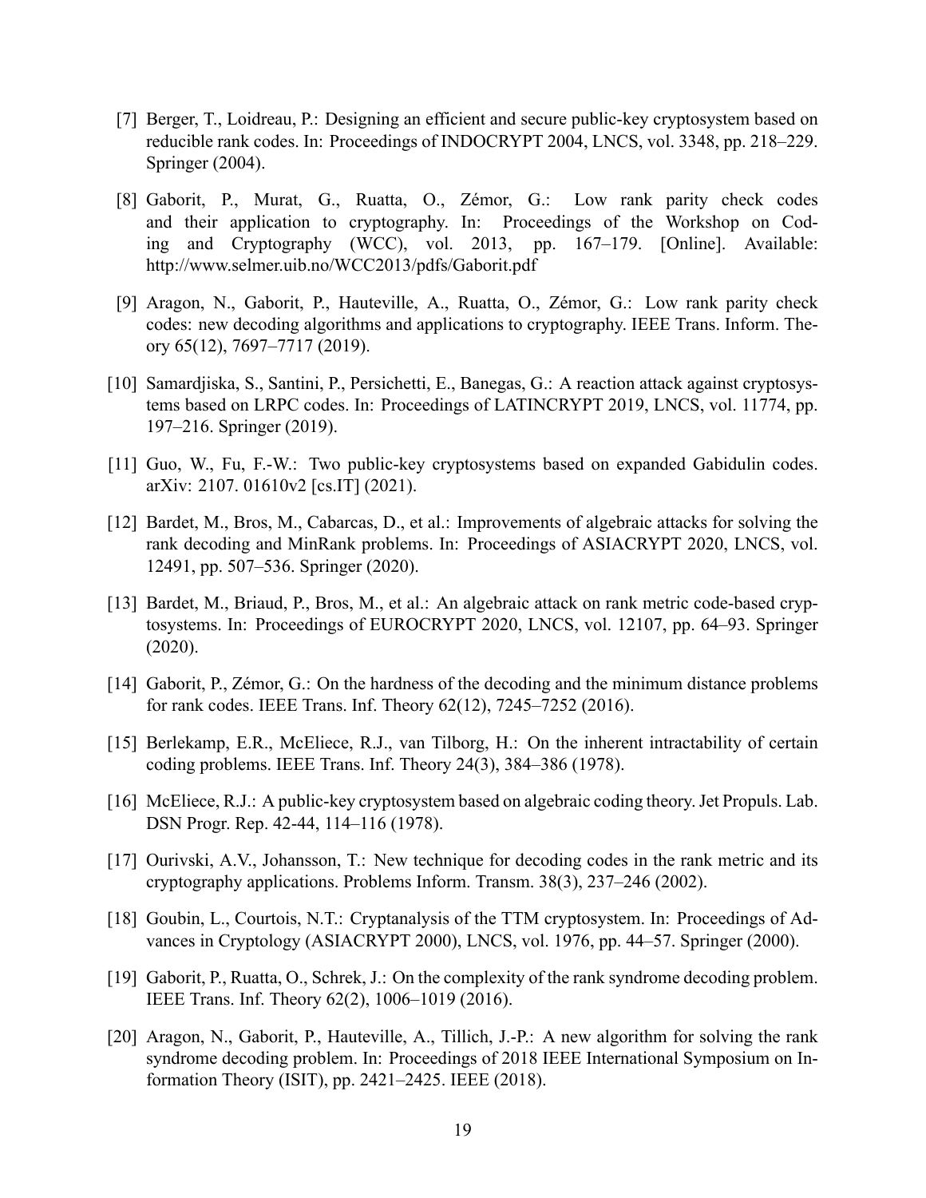[7] Berger, T., Loidreau, P.: Designing an efficient and secure public-key cryptosystem based on reducible rank codes. In: Proceedings of INDOCRYPT 2004, LNCS, vol. 3348, pp. 218–229. Springer (2004).

[8] Gaborit, P., Murat, G., Ruatta, O., Zémor, G.: Low rank parity check codes and their application to cryptography. In: Proceedings of the Workshop on Coding and Cryptography (WCC), vol. 2013, pp. 167–179. [Online]. Available: http://www.selmer.uib.no/WCC2013/pdfs/Gaborit.pdf

[9] Aragon, N., Gaborit, P., Hauteville, A., Ruatta, O., Zémor, G.: Low rank parity check codes: new decoding algorithms and applications to cryptography. IEEE Trans. Inform. Theory 65(12), 7697–7717 (2019).

[10] Samardjiska, S., Santini, P., Persichetti, E., Banegas, G.: A reaction attack against cryptosystems based on LRPC codes. In: Proceedings of LATINCRYPT 2019, LNCS, vol. 11774, pp. 197–216. Springer (2019).

[11] Guo, W., Fu, F.-W.: Two public-key cryptosystems based on expanded Gabidulin codes. arXiv: 2107. 01610v2 [cs.IT] (2021).

[12] Bardet, M., Bros, M., Cabarcas, D., et al.: Improvements of algebraic attacks for solving the rank decoding and MinRank problems. In: Proceedings of ASIACRYPT 2020, LNCS, vol. 12491, pp. 507–536. Springer (2020).

[13] Bardet, M., Briaud, P., Bros, M., et al.: An algebraic attack on rank metric code-based cryptosystems. In: Proceedings of EUROCRYPT 2020, LNCS, vol. 12107, pp. 64–93. Springer (2020).

[14] Gaborit, P., Zémor, G.: On the hardness of the decoding and the minimum distance problems for rank codes. IEEE Trans. Inf. Theory 62(12), 7245–7252 (2016).

[15] Berlekamp, E.R., McEliece, R.J., van Tilborg, H.: On the inherent intractability of certain coding problems. IEEE Trans. Inf. Theory 24(3), 384–386 (1978).

[16] McEliece, R.J.: A public-key cryptosystem based on algebraic coding theory. Jet Propuls. Lab. DSN Progr. Rep. 42-44, 114–116 (1978).

[17] Ourivski, A.V., Johansson, T.: New technique for decoding codes in the rank metric and its cryptography applications. Problems Inform. Transm. 38(3), 237–246 (2002).

[18] Goubin, L., Courtois, N.T.: Cryptanalysis of the TTM cryptosystem. In: Proceedings of Advances in Cryptology (ASIACRYPT 2000), LNCS, vol. 1976, pp. 44–57. Springer (2000).

[19] Gaborit, P., Ruatta, O., Schrek, J.: On the complexity of the rank syndrome decoding problem. IEEE Trans. Inf. Theory 62(2), 1006–1019 (2016).

[20] Aragon, N., Gaborit, P., Hauteville, A., Tillich, J.-P.: A new algorithm for solving the rank syndrome decoding problem. In: Proceedings of 2018 IEEE International Symposium on Information Theory (ISIT), pp. 2421–2425. IEEE (2018).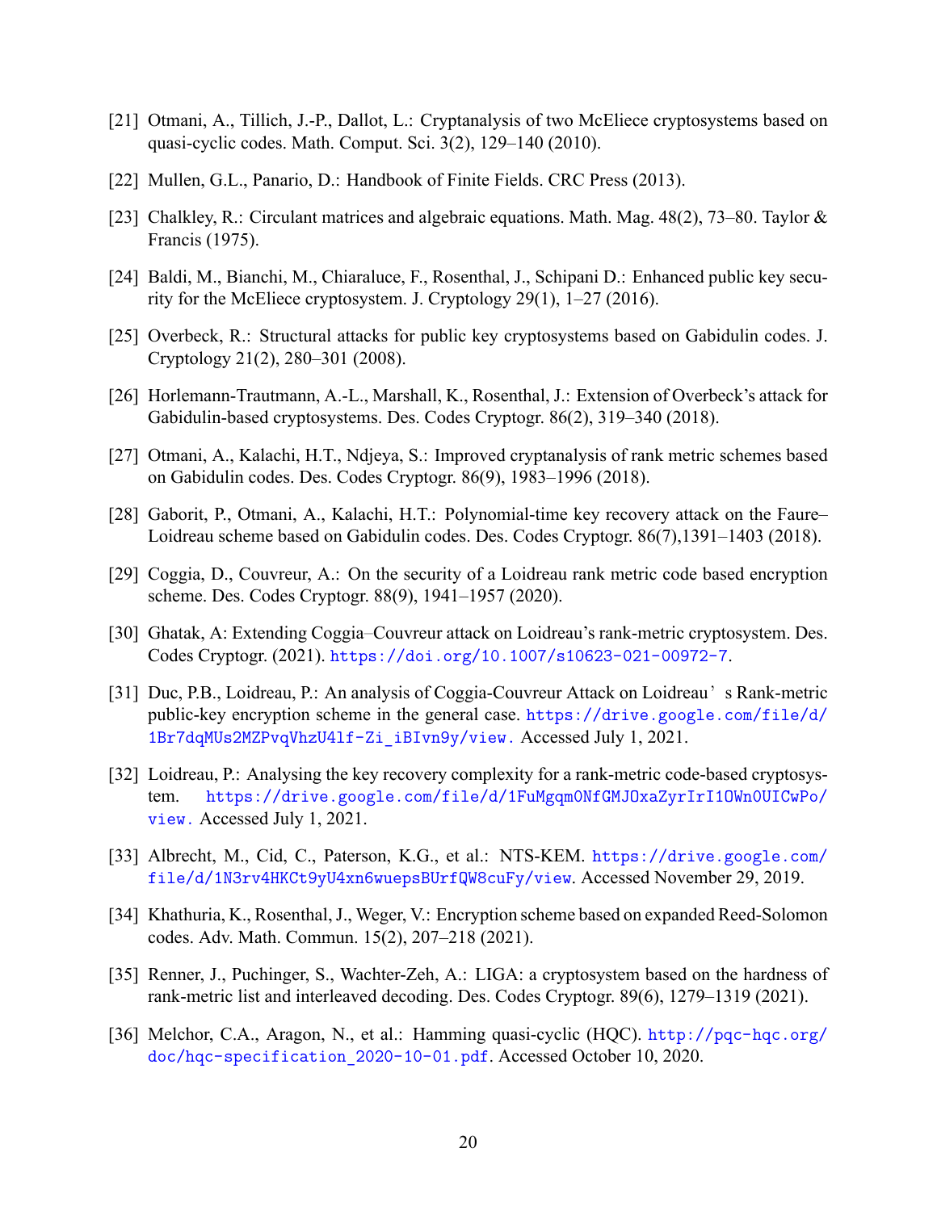[21] Otmani, A., Tillich, J.-P., Dallot, L.: Cryptanalysis of two McEliece cryptosystems based on quasi-cyclic codes. Math. Comput. Sci. 3(2), 129–140 (2010).

[22] Mullen, G.L., Panario, D.: Handbook of Finite Fields. CRC Press (2013).

[23] Chalkley, R.: Circulant matrices and algebraic equations. Math. Mag. 48(2), 73–80. Taylor & Francis (1975).

[24] Baldi, M., Bianchi, M., Chiaraluce, F., Rosenthal, J., Schipani D.: Enhanced public key security for the McEliece cryptosystem. J. Cryptology 29(1), 1–27 (2016).

[25] Overbeck, R.: Structural attacks for public key cryptosystems based on Gabidulin codes. J. Cryptology 21(2), 280–301 (2008).

[26] Horlemann-Trautmann, A.-L., Marshall, K., Rosenthal, J.: Extension of Overbeck's attack for Gabidulin-based cryptosystems. Des. Codes Cryptogr. 86(2), 319–340 (2018).

[27] Otmani, A., Kalachi, H.T., Ndjeya, S.: Improved cryptanalysis of rank metric schemes based on Gabidulin codes. Des. Codes Cryptogr. 86(9), 1983–1996 (2018).

[28] Gaborit, P., Otmani, A., Kalachi, H.T.: Polynomial-time key recovery attack on the Faure–Loidreau scheme based on Gabidulin codes. Des. Codes Cryptogr. 86(7),1391–1403 (2018).

[29] Coggia, D., Couvreur, A.: On the security of a Loidreau rank metric code based encryption scheme. Des. Codes Cryptogr. 88(9), 1941–1957 (2020).

[30] Ghatak, A: Extending Coggia–Couvreur attack on Loidreau's rank-metric cryptosystem. Des. Codes Cryptogr. (2021). https://doi.org/10.1007/s10623-021-00972-7.

[31] Duc, P.B., Loidreau, P.: An analysis of Coggia-Couvreur Attack on Loidreau's Rank-metric public-key encryption scheme in the general case. https://drive.google.com/file/d/1Br7dqMUs2MZPvqVhzU4lf-Zi_iBIvn9y/view. Accessed July 1, 2021.

[32] Loidreau, P.: Analysing the key recovery complexity for a rank-metric code-based cryptosystem. https://drive.google.com/file/d/1FuMgqm0NfGMJOxaZyrIrI1OWn0UICwPo/view. Accessed July 1, 2021.

[33] Albrecht, M., Cid, C., Paterson, K.G., et al.: NTS-KEM. https://drive.google.com/file/d/1N3rv4HKCt9yU4xn6wuepsBUrfQW8cuFy/view. Accessed November 29, 2019.

[34] Khathuria, K., Rosenthal, J., Weger, V.: Encryption scheme based on expanded Reed-Solomon codes. Adv. Math. Commun. 15(2), 207–218 (2021).

[35] Renner, J., Puchinger, S., Wachter-Zeh, A.: LIGA: a cryptosystem based on the hardness of rank-metric list and interleaved decoding. Des. Codes Cryptogr. 89(6), 1279–1319 (2021).

[36] Melchor, C.A., Aragon, N., et al.: Hamming quasi-cyclic (HQC). http://pqc-hqc.org/doc/hqc-specification_2020-10-01.pdf. Accessed October 10, 2020.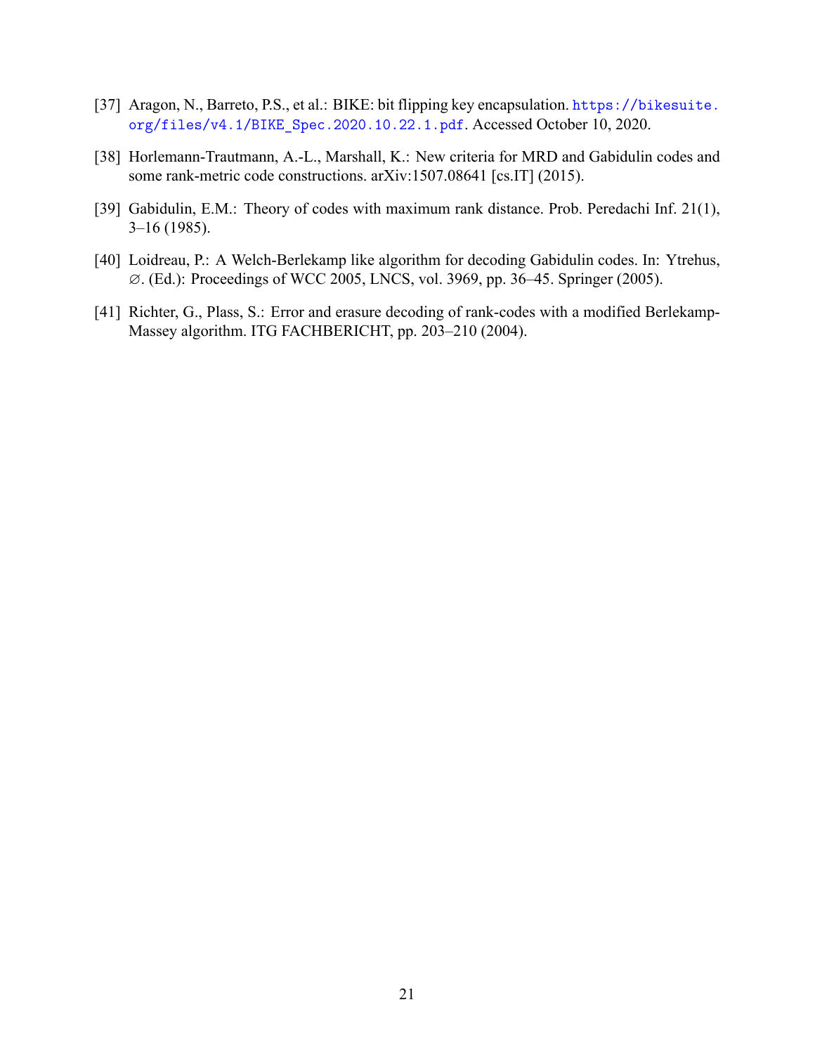[37] Aragon, N., Barreto, P.S., et al.: BIKE: bit flipping key encapsulation. https://bikesuite.org/files/v4.1/BIKE_Spec.2020.10.22.1.pdf. Accessed October 10, 2020.

[38] Horlemann-Trautmann, A.-L., Marshall, K.: New criteria for MRD and Gabidulin codes and some rank-metric code constructions. arXiv:1507.08641 [cs.IT] (2015).

[39] Gabidulin, E.M.: Theory of codes with maximum rank distance. Prob. Peredachi Inf. 21(1), 3–16 (1985).

[40] Loidreau, P.: A Welch-Berlekamp like algorithm for decoding Gabidulin codes. In: Ytrehus, Ø. (Ed.): Proceedings of WCC 2005, LNCS, vol. 3969, pp. 36–45. Springer (2005).

[41] Richter, G., Plass, S.: Error and erasure decoding of rank-codes with a modified Berlekamp-Massey algorithm. ITG FACHBERICHT, pp. 203–210 (2004).